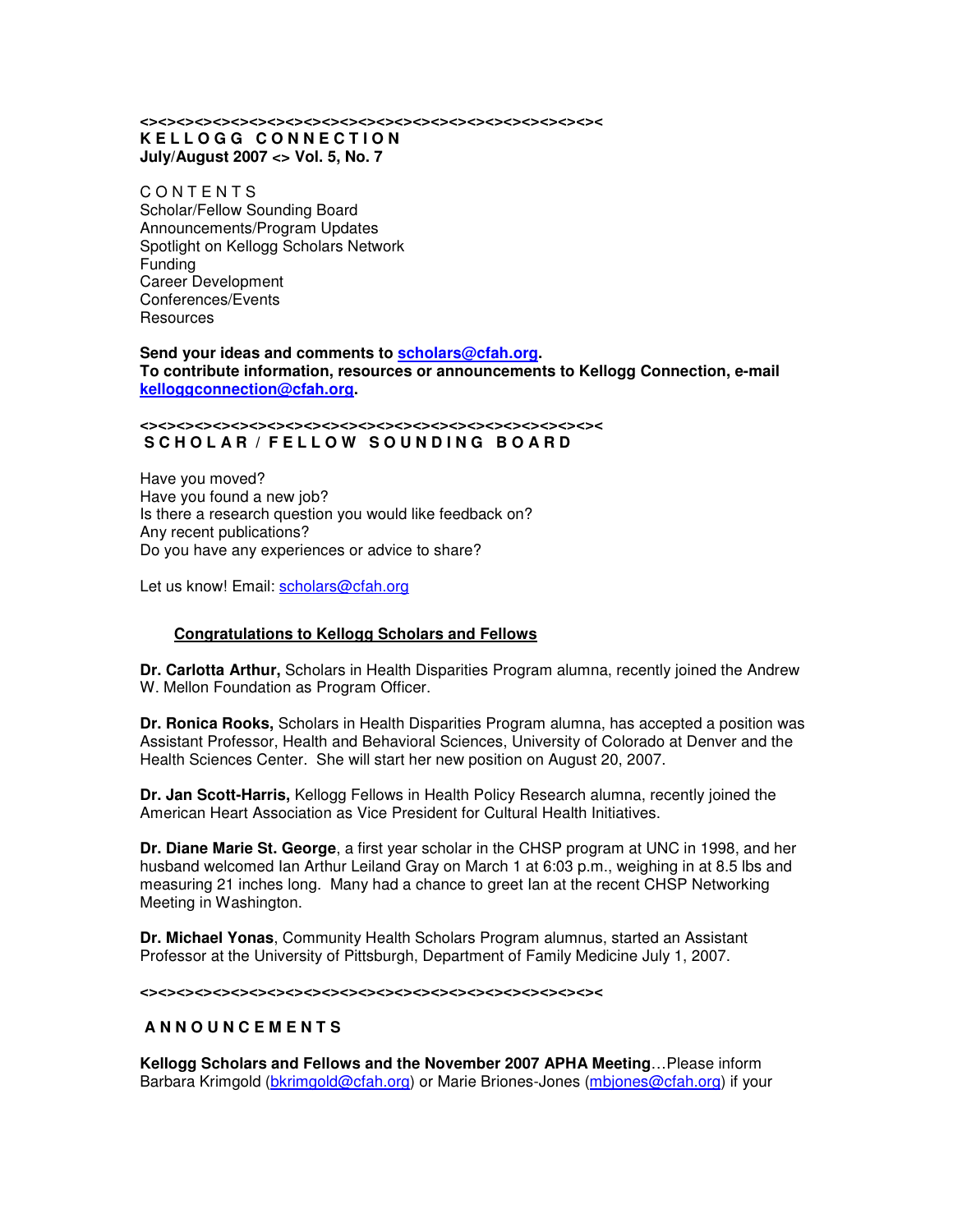<><><><><><><><><><><><><><><><><><><><><><><><><><><><><><><><><><><><><><><><><><><><><><><><><><><><><><><><><><><><><><><><><><><><><><><><><><><><><><><><><><><><><><><><><><><><><><><><><><><><><><><><><><><><><><><><><><><><><><><><><><><><><><><><><><><><><><><><><><><>

# K E L L O G G   C O N N E C T I O N

**July/August 2007 <> Vol. 5, No. 7**

C O N T E N T S

Scholar/Fellow Sounding Board
Announcements/Program Updates
Spotlight on Kellogg Scholars Network
Funding
Career Development
Conferences/Events
Resources

**Send your ideas and comments to scholars@cfah.org.**
**To contribute information, resources or announcements to Kellogg Connection, e-mail kelloggconnection@cfah.org.**

<><><><><><><><><><><><><><><><><><><><><><><><><><><><><><><><><><><><><><><><><><><><><><><><><><><><><><><><><><><><><><><><><><><><><><><><><><><><><><><><><><><><><><><><><><><><><><><><><><><><><><><><><><><><><><><><><><><><><><><><><><><><><><><><><><><><><><><><><><><>

## S C H O L A R / F E L L O W   S O U N D I N G   B O A R D

Have you moved?
Have you found a new job?
Is there a research question you would like feedback on?
Any recent publications?
Do you have any experiences or advice to share?

Let us know! Email: scholars@cfah.org

### Congratulations to Kellogg Scholars and Fellows

**Dr. Carlotta Arthur,** Scholars in Health Disparities Program alumna, recently joined the Andrew W. Mellon Foundation as Program Officer.

**Dr. Ronica Rooks,** Scholars in Health Disparities Program alumna, has accepted a position was Assistant Professor, Health and Behavioral Sciences, University of Colorado at Denver and the Health Sciences Center. She will start her new position on August 20, 2007.

**Dr. Jan Scott-Harris,** Kellogg Fellows in Health Policy Research alumna, recently joined the American Heart Association as Vice President for Cultural Health Initiatives.

**Dr. Diane Marie St. George**, a first year scholar in the CHSP program at UNC in 1998, and her husband welcomed Ian Arthur Leiland Gray on March 1 at 6:03 p.m., weighing in at 8.5 lbs and measuring 21 inches long. Many had a chance to greet Ian at the recent CHSP Networking Meeting in Washington.

**Dr. Michael Yonas**, Community Health Scholars Program alumnus, started an Assistant Professor at the University of Pittsburgh, Department of Family Medicine July 1, 2007.

<><><><><><><><><><><><><><><><><><><><><><><><><><><><><><><><><><><><><><><><><><><><><><><><><><><><><><><><><><><><><><><><><><><><><><><><><><><><><><><><><><><><><><><><><><><><><><><><><><><><><><><><><><><><><><><><><><><><><><><><><><><><><><><><><><><><><><><><><><><>

## A N N O U N C E M E N T S

**Kellogg Scholars and Fellows and the November 2007 APHA Meeting**…Please inform Barbara Krimgold (bkrimgold@cfah.org) or Marie Briones-Jones (mbjones@cfah.org) if your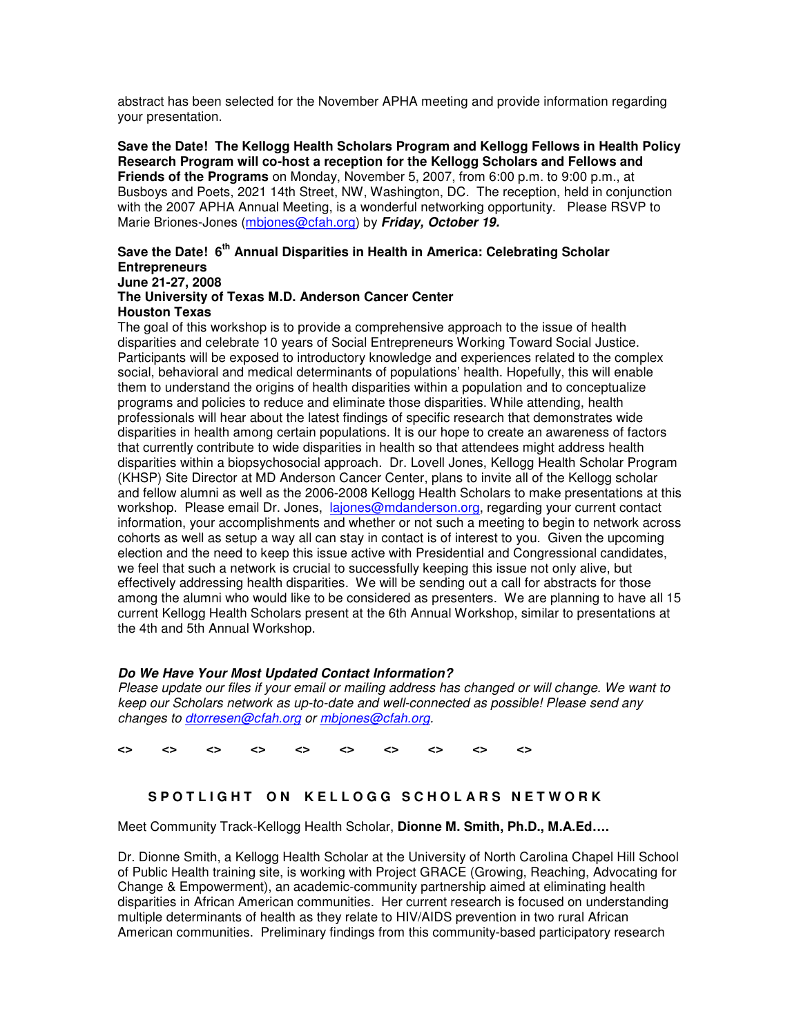abstract has been selected for the November APHA meeting and provide information regarding your presentation.

**Save the Date! The Kellogg Health Scholars Program and Kellogg Fellows in Health Policy Research Program will co-host a reception for the Kellogg Scholars and Fellows and Friends of the Programs** on Monday, November 5, 2007, from 6:00 p.m. to 9:00 p.m., at Busboys and Poets, 2021 14th Street, NW, Washington, DC. The reception, held in conjunction with the 2007 APHA Annual Meeting, is a wonderful networking opportunity. Please RSVP to Marie Briones-Jones (mbjones@cfah.org) by ***Friday, October 19.***

**Save the Date! 6th Annual Disparities in Health in America: Celebrating Scholar Entrepreneurs**
**June 21-27, 2008**
**The University of Texas M.D. Anderson Cancer Center**
**Houston Texas**

The goal of this workshop is to provide a comprehensive approach to the issue of health disparities and celebrate 10 years of Social Entrepreneurs Working Toward Social Justice. Participants will be exposed to introductory knowledge and experiences related to the complex social, behavioral and medical determinants of populations' health. Hopefully, this will enable them to understand the origins of health disparities within a population and to conceptualize programs and policies to reduce and eliminate those disparities. While attending, health professionals will hear about the latest findings of specific research that demonstrates wide disparities in health among certain populations. It is our hope to create an awareness of factors that currently contribute to wide disparities in health so that attendees might address health disparities within a biopsychosocial approach. Dr. Lovell Jones, Kellogg Health Scholar Program (KHSP) Site Director at MD Anderson Cancer Center, plans to invite all of the Kellogg scholar and fellow alumni as well as the 2006-2008 Kellogg Health Scholars to make presentations at this workshop. Please email Dr. Jones, lajones@mdanderson.org, regarding your current contact information, your accomplishments and whether or not such a meeting to begin to network across cohorts as well as setup a way all can stay in contact is of interest to you. Given the upcoming election and the need to keep this issue active with Presidential and Congressional candidates, we feel that such a network is crucial to successfully keeping this issue not only alive, but effectively addressing health disparities. We will be sending out a call for abstracts for those among the alumni who would like to be considered as presenters. We are planning to have all 15 current Kellogg Health Scholars present at the 6th Annual Workshop, similar to presentations at the 4th and 5th Annual Workshop.

***Do We Have Your Most Updated Contact Information?***
*Please update our files if your email or mailing address has changed or will change. We want to keep our Scholars network as up-to-date and well-connected as possible! Please send any changes to dtorresen@cfah.org or mbjones@cfah.org.*

**<> <> <> <> <> <> <> <> <> <>**

## SPOTLIGHT ON KELLOGG SCHOLARS NETWORK

Meet Community Track-Kellogg Health Scholar, **Dionne M. Smith, Ph.D., M.A.Ed….**

Dr. Dionne Smith, a Kellogg Health Scholar at the University of North Carolina Chapel Hill School of Public Health training site, is working with Project GRACE (Growing, Reaching, Advocating for Change & Empowerment), an academic-community partnership aimed at eliminating health disparities in African American communities. Her current research is focused on understanding multiple determinants of health as they relate to HIV/AIDS prevention in two rural African American communities. Preliminary findings from this community-based participatory research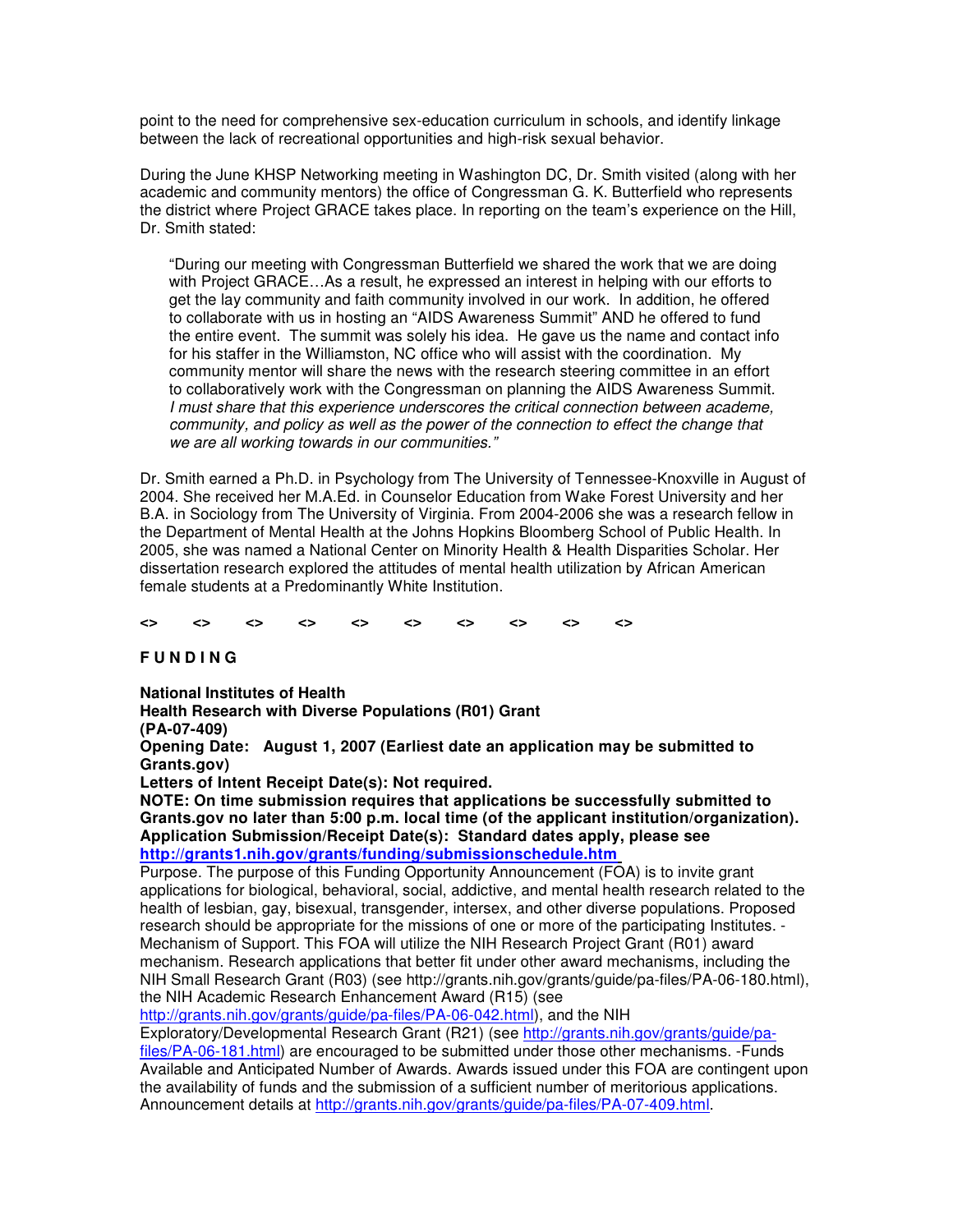point to the need for comprehensive sex-education curriculum in schools, and identify linkage between the lack of recreational opportunities and high-risk sexual behavior.

During the June KHSP Networking meeting in Washington DC, Dr. Smith visited (along with her academic and community mentors) the office of Congressman G. K. Butterfield who represents the district where Project GRACE takes place. In reporting on the team's experience on the Hill, Dr. Smith stated:

> "During our meeting with Congressman Butterfield we shared the work that we are doing with Project GRACE…As a result, he expressed an interest in helping with our efforts to get the lay community and faith community involved in our work. In addition, he offered to collaborate with us in hosting an "AIDS Awareness Summit" AND he offered to fund the entire event. The summit was solely his idea. He gave us the name and contact info for his staffer in the Williamston, NC office who will assist with the coordination. My community mentor will share the news with the research steering committee in an effort to collaboratively work with the Congressman on planning the AIDS Awareness Summit. *I must share that this experience underscores the critical connection between academe, community, and policy as well as the power of the connection to effect the change that we are all working towards in our communities."*

Dr. Smith earned a Ph.D. in Psychology from The University of Tennessee-Knoxville in August of 2004. She received her M.A.Ed. in Counselor Education from Wake Forest University and her B.A. in Sociology from The University of Virginia. From 2004-2006 she was a research fellow in the Department of Mental Health at the Johns Hopkins Bloomberg School of Public Health. In 2005, she was named a National Center on Minority Health & Health Disparities Scholar. Her dissertation research explored the attitudes of mental health utilization by African American female students at a Predominantly White Institution.

**<> <> <> <> <> <> <> <> <> <>**

**F U N D I N G**

**National Institutes of Health**
**Health Research with Diverse Populations (R01) Grant**
**(PA-07-409)**
**Opening Date: August 1, 2007 (Earliest date an application may be submitted to Grants.gov)**
**Letters of Intent Receipt Date(s): Not required.**
**NOTE: On time submission requires that applications be successfully submitted to Grants.gov no later than 5:00 p.m. local time (of the applicant institution/organization).**
**Application Submission/Receipt Date(s): Standard dates apply, please see http://grants1.nih.gov/grants/funding/submissionschedule.htm**
Purpose. The purpose of this Funding Opportunity Announcement (FOA) is to invite grant applications for biological, behavioral, social, addictive, and mental health research related to the health of lesbian, gay, bisexual, transgender, intersex, and other diverse populations. Proposed research should be appropriate for the missions of one or more of the participating Institutes. -Mechanism of Support. This FOA will utilize the NIH Research Project Grant (R01) award mechanism. Research applications that better fit under other award mechanisms, including the NIH Small Research Grant (R03) (see http://grants.nih.gov/grants/guide/pa-files/PA-06-180.html), the NIH Academic Research Enhancement Award (R15) (see http://grants.nih.gov/grants/guide/pa-files/PA-06-042.html), and the NIH Exploratory/Developmental Research Grant (R21) (see http://grants.nih.gov/grants/guide/pa-files/PA-06-181.html) are encouraged to be submitted under those other mechanisms. -Funds Available and Anticipated Number of Awards. Awards issued under this FOA are contingent upon the availability of funds and the submission of a sufficient number of meritorious applications. Announcement details at http://grants.nih.gov/grants/guide/pa-files/PA-07-409.html.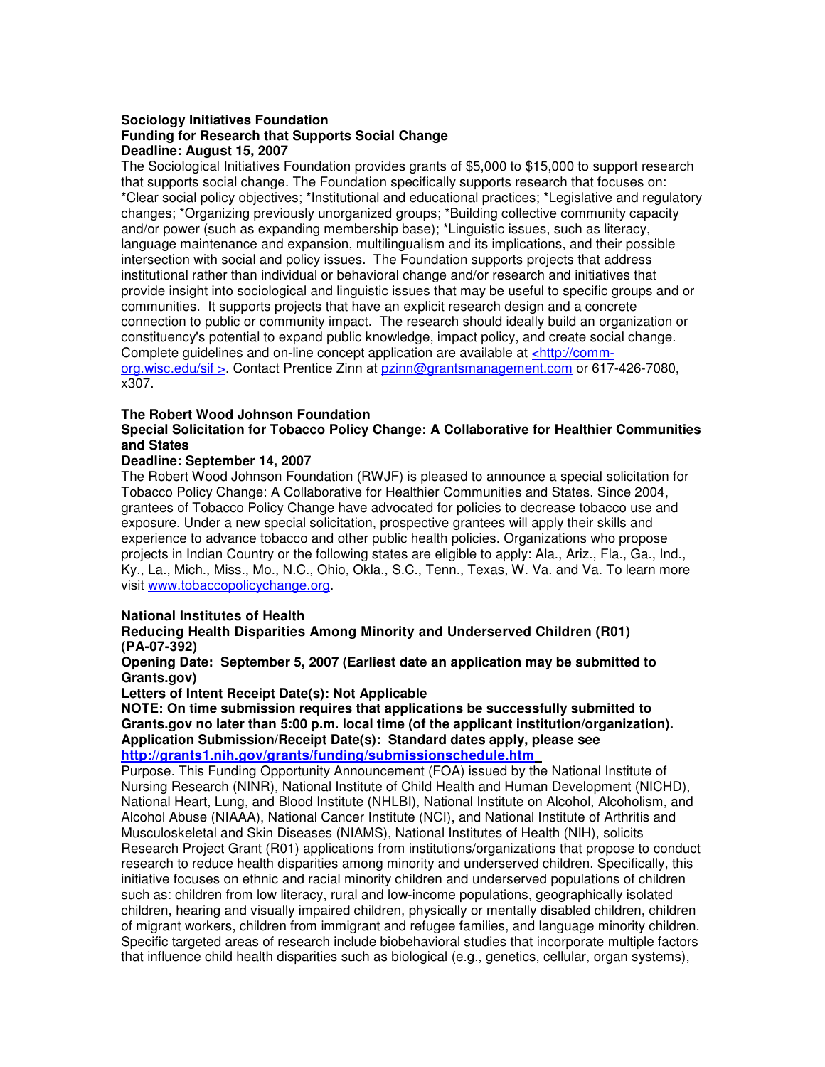**Sociology Initiatives Foundation**
**Funding for Research that Supports Social Change**
**Deadline: August 15, 2007**

The Sociological Initiatives Foundation provides grants of $5,000 to $15,000 to support research that supports social change. The Foundation specifically supports research that focuses on: *Clear social policy objectives; *Institutional and educational practices; *Legislative and regulatory changes; *Organizing previously unorganized groups; *Building collective community capacity and/or power (such as expanding membership base); *Linguistic issues, such as literacy, language maintenance and expansion, multilingualism and its implications, and their possible intersection with social and policy issues. The Foundation supports projects that address institutional rather than individual or behavioral change and/or research and initiatives that provide insight into sociological and linguistic issues that may be useful to specific groups and or communities. It supports projects that have an explicit research design and a concrete connection to public or community impact. The research should ideally build an organization or constituency's potential to expand public knowledge, impact policy, and create social change. Complete guidelines and on-line concept application are available at <http://comm-org.wisc.edu/sif >. Contact Prentice Zinn at pzinn@grantsmanagement.com or 617-426-7080, x307.

**The Robert Wood Johnson Foundation**
**Special Solicitation for Tobacco Policy Change: A Collaborative for Healthier Communities and States**
**Deadline: September 14, 2007**

The Robert Wood Johnson Foundation (RWJF) is pleased to announce a special solicitation for Tobacco Policy Change: A Collaborative for Healthier Communities and States. Since 2004, grantees of Tobacco Policy Change have advocated for policies to decrease tobacco use and exposure. Under a new special solicitation, prospective grantees will apply their skills and experience to advance tobacco and other public health policies. Organizations who propose projects in Indian Country or the following states are eligible to apply: Ala., Ariz., Fla., Ga., Ind., Ky., La., Mich., Miss., Mo., N.C., Ohio, Okla., S.C., Tenn., Texas, W. Va. and Va. To learn more visit www.tobaccopolicychange.org.

**National Institutes of Health**
**Reducing Health Disparities Among Minority and Underserved Children (R01) (PA-07-392)**
**Opening Date: September 5, 2007 (Earliest date an application may be submitted to Grants.gov)**
**Letters of Intent Receipt Date(s): Not Applicable**
**NOTE: On time submission requires that applications be successfully submitted to Grants.gov no later than 5:00 p.m. local time (of the applicant institution/organization).**
**Application Submission/Receipt Date(s): Standard dates apply, please see http://grants1.nih.gov/grants/funding/submissionschedule.htm**

Purpose. This Funding Opportunity Announcement (FOA) issued by the National Institute of Nursing Research (NINR), National Institute of Child Health and Human Development (NICHD), National Heart, Lung, and Blood Institute (NHLBI), National Institute on Alcohol, Alcoholism, and Alcohol Abuse (NIAAA), National Cancer Institute (NCI), and National Institute of Arthritis and Musculoskeletal and Skin Diseases (NIAMS), National Institutes of Health (NIH), solicits Research Project Grant (R01) applications from institutions/organizations that propose to conduct research to reduce health disparities among minority and underserved children. Specifically, this initiative focuses on ethnic and racial minority children and underserved populations of children such as: children from low literacy, rural and low-income populations, geographically isolated children, hearing and visually impaired children, physically or mentally disabled children, children of migrant workers, children from immigrant and refugee families, and language minority children. Specific targeted areas of research include biobehavioral studies that incorporate multiple factors that influence child health disparities such as biological (e.g., genetics, cellular, organ systems),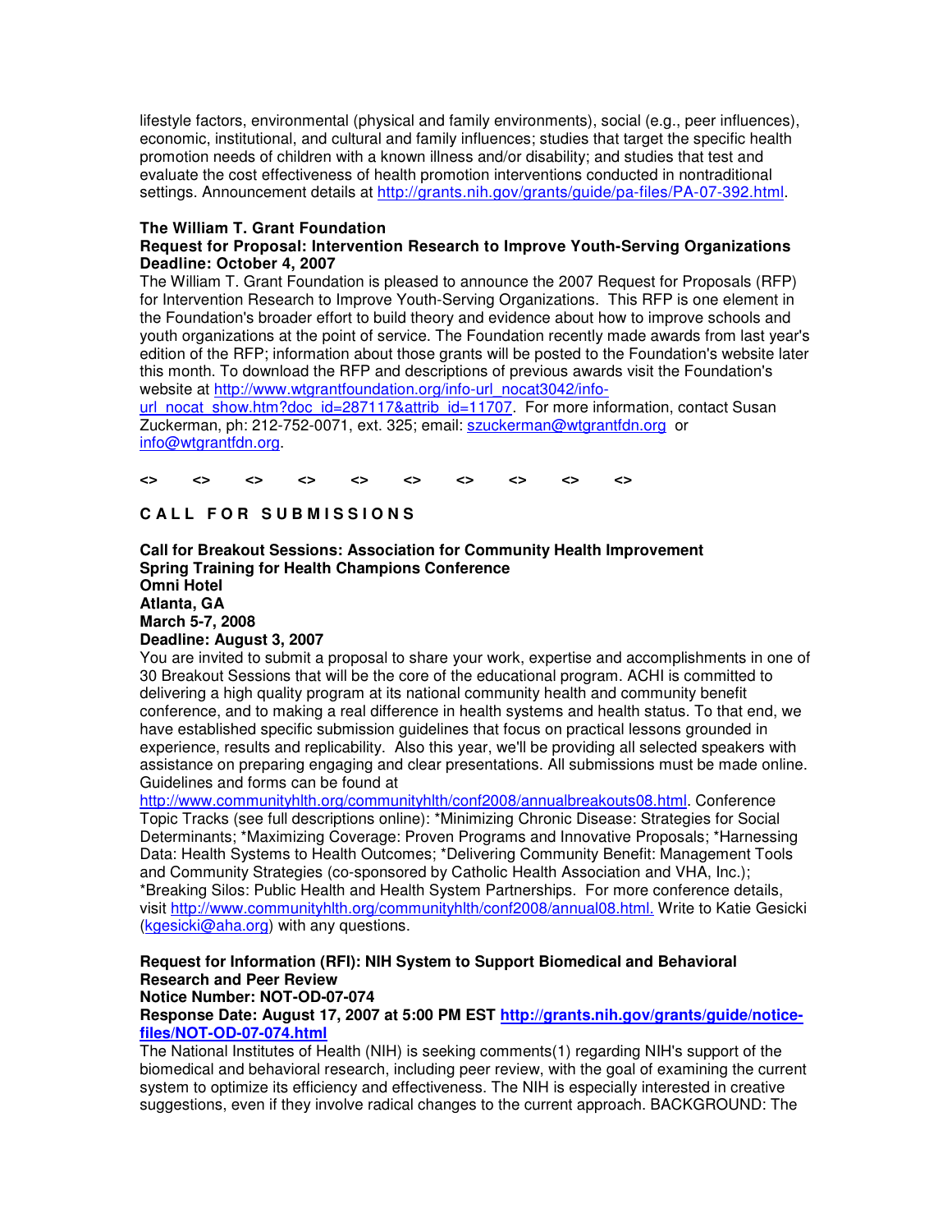lifestyle factors, environmental (physical and family environments), social (e.g., peer influences), economic, institutional, and cultural and family influences; studies that target the specific health promotion needs of children with a known illness and/or disability; and studies that test and evaluate the cost effectiveness of health promotion interventions conducted in nontraditional settings. Announcement details at http://grants.nih.gov/grants/guide/pa-files/PA-07-392.html.

**The William T. Grant Foundation**
**Request for Proposal: Intervention Research to Improve Youth-Serving Organizations**
**Deadline: October 4, 2007**

The William T. Grant Foundation is pleased to announce the 2007 Request for Proposals (RFP) for Intervention Research to Improve Youth-Serving Organizations. This RFP is one element in the Foundation's broader effort to build theory and evidence about how to improve schools and youth organizations at the point of service. The Foundation recently made awards from last year's edition of the RFP; information about those grants will be posted to the Foundation's website later this month. To download the RFP and descriptions of previous awards visit the Foundation's website at http://www.wtgrantfoundation.org/info-url_nocat3042/info-url_nocat_show.htm?doc_id=287117&attrib_id=11707. For more information, contact Susan Zuckerman, ph: 212-752-0071, ext. 325; email: szuckerman@wtgrantfdn.org or info@wtgrantfdn.org.

**<> <> <> <> <> <> <> <> <> <>**

## C A L L  F O R  S U B M I S S I O N S

**Call for Breakout Sessions: Association for Community Health Improvement**
**Spring Training for Health Champions Conference**
**Omni Hotel**
**Atlanta, GA**
**March 5-7, 2008**
**Deadline: August 3, 2007**

You are invited to submit a proposal to share your work, expertise and accomplishments in one of 30 Breakout Sessions that will be the core of the educational program. ACHI is committed to delivering a high quality program at its national community health and community benefit conference, and to making a real difference in health systems and health status. To that end, we have established specific submission guidelines that focus on practical lessons grounded in experience, results and replicability. Also this year, we'll be providing all selected speakers with assistance on preparing engaging and clear presentations. All submissions must be made online. Guidelines and forms can be found at http://www.communityhlth.org/communityhlth/conf2008/annualbreakouts08.html. Conference Topic Tracks (see full descriptions online): *Minimizing Chronic Disease: Strategies for Social Determinants; *Maximizing Coverage: Proven Programs and Innovative Proposals; *Harnessing Data: Health Systems to Health Outcomes; *Delivering Community Benefit: Management Tools and Community Strategies (co-sponsored by Catholic Health Association and VHA, Inc.); *Breaking Silos: Public Health and Health System Partnerships. For more conference details, visit http://www.communityhlth.org/communityhlth/conf2008/annual08.html. Write to Katie Gesicki (kgesicki@aha.org) with any questions.

**Request for Information (RFI): NIH System to Support Biomedical and Behavioral Research and Peer Review**
**Notice Number: NOT-OD-07-074**
**Response Date: August 17, 2007 at 5:00 PM EST http://grants.nih.gov/grants/guide/notice-files/NOT-OD-07-074.html**

The National Institutes of Health (NIH) is seeking comments(1) regarding NIH's support of the biomedical and behavioral research, including peer review, with the goal of examining the current system to optimize its efficiency and effectiveness. The NIH is especially interested in creative suggestions, even if they involve radical changes to the current approach. BACKGROUND: The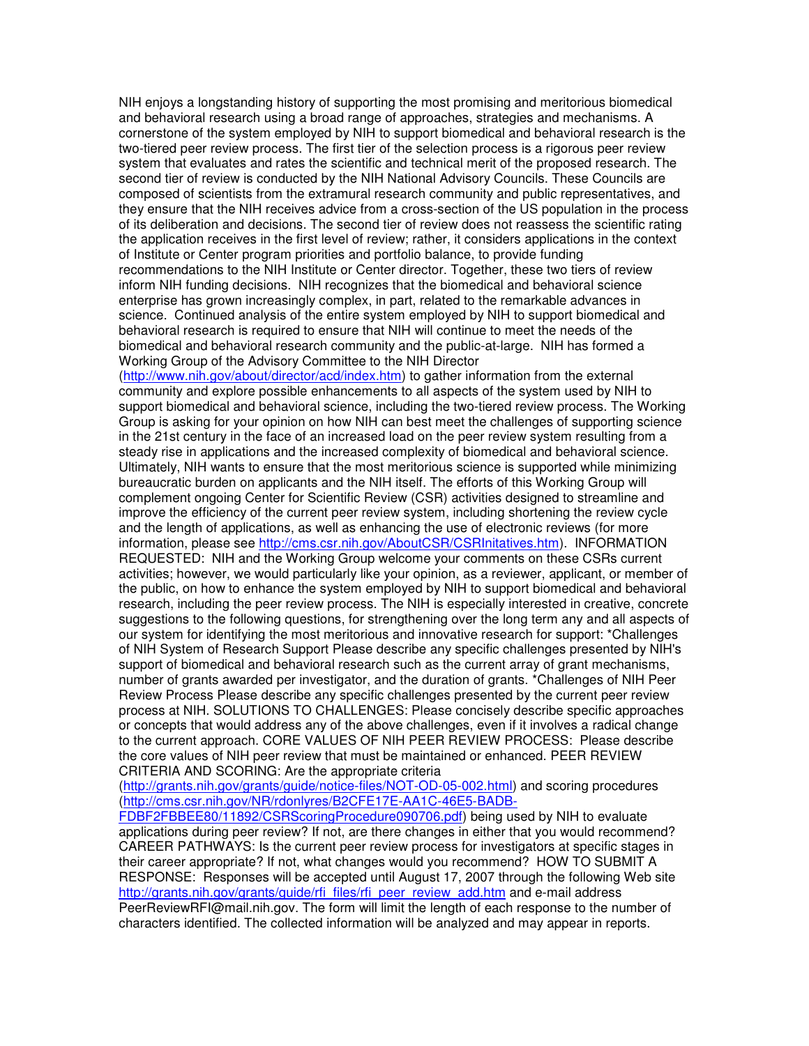NIH enjoys a longstanding history of supporting the most promising and meritorious biomedical and behavioral research using a broad range of approaches, strategies and mechanisms. A cornerstone of the system employed by NIH to support biomedical and behavioral research is the two-tiered peer review process. The first tier of the selection process is a rigorous peer review system that evaluates and rates the scientific and technical merit of the proposed research. The second tier of review is conducted by the NIH National Advisory Councils. These Councils are composed of scientists from the extramural research community and public representatives, and they ensure that the NIH receives advice from a cross-section of the US population in the process of its deliberation and decisions. The second tier of review does not reassess the scientific rating the application receives in the first level of review; rather, it considers applications in the context of Institute or Center program priorities and portfolio balance, to provide funding recommendations to the NIH Institute or Center director. Together, these two tiers of review inform NIH funding decisions. NIH recognizes that the biomedical and behavioral science enterprise has grown increasingly complex, in part, related to the remarkable advances in science. Continued analysis of the entire system employed by NIH to support biomedical and behavioral research is required to ensure that NIH will continue to meet the needs of the biomedical and behavioral research community and the public-at-large. NIH has formed a Working Group of the Advisory Committee to the NIH Director (http://www.nih.gov/about/director/acd/index.htm) to gather information from the external community and explore possible enhancements to all aspects of the system used by NIH to support biomedical and behavioral science, including the two-tiered review process. The Working Group is asking for your opinion on how NIH can best meet the challenges of supporting science in the 21st century in the face of an increased load on the peer review system resulting from a steady rise in applications and the increased complexity of biomedical and behavioral science. Ultimately, NIH wants to ensure that the most meritorious science is supported while minimizing bureaucratic burden on applicants and the NIH itself. The efforts of this Working Group will complement ongoing Center for Scientific Review (CSR) activities designed to streamline and improve the efficiency of the current peer review system, including shortening the review cycle and the length of applications, as well as enhancing the use of electronic reviews (for more information, please see http://cms.csr.nih.gov/AboutCSR/CSRInitatives.htm). INFORMATION REQUESTED: NIH and the Working Group welcome your comments on these CSRs current activities; however, we would particularly like your opinion, as a reviewer, applicant, or member of the public, on how to enhance the system employed by NIH to support biomedical and behavioral research, including the peer review process. The NIH is especially interested in creative, concrete suggestions to the following questions, for strengthening over the long term any and all aspects of our system for identifying the most meritorious and innovative research for support: *Challenges of NIH System of Research Support Please describe any specific challenges presented by NIH's support of biomedical and behavioral research such as the current array of grant mechanisms, number of grants awarded per investigator, and the duration of grants. *Challenges of NIH Peer Review Process Please describe any specific challenges presented by the current peer review process at NIH. SOLUTIONS TO CHALLENGES: Please concisely describe specific approaches or concepts that would address any of the above challenges, even if it involves a radical change to the current approach. CORE VALUES OF NIH PEER REVIEW PROCESS: Please describe the core values of NIH peer review that must be maintained or enhanced. PEER REVIEW CRITERIA AND SCORING: Are the appropriate criteria (http://grants.nih.gov/grants/guide/notice-files/NOT-OD-05-002.html) and scoring procedures (http://cms.csr.nih.gov/NR/rdonlyres/B2CFE17E-AA1C-46E5-BADB-FDBF2FBBEE80/11892/CSRScoringProcedure090706.pdf) being used by NIH to evaluate applications during peer review? If not, are there changes in either that you would recommend? CAREER PATHWAYS: Is the current peer review process for investigators at specific stages in their career appropriate? If not, what changes would you recommend? HOW TO SUBMIT A RESPONSE: Responses will be accepted until August 17, 2007 through the following Web site http://grants.nih.gov/grants/guide/rfi_files/rfi_peer_review_add.htm and e-mail address PeerReviewRFI@mail.nih.gov. The form will limit the length of each response to the number of characters identified. The collected information will be analyzed and may appear in reports.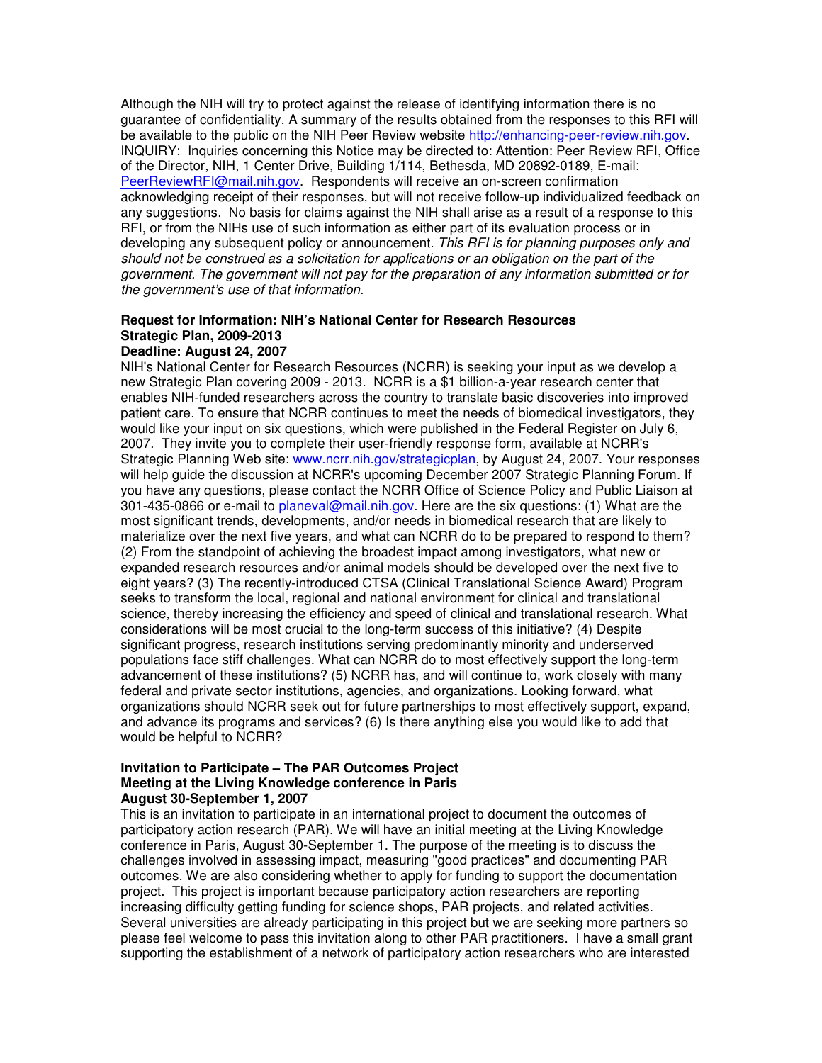Although the NIH will try to protect against the release of identifying information there is no guarantee of confidentiality. A summary of the results obtained from the responses to this RFI will be available to the public on the NIH Peer Review website http://enhancing-peer-review.nih.gov. INQUIRY: Inquiries concerning this Notice may be directed to: Attention: Peer Review RFI, Office of the Director, NIH, 1 Center Drive, Building 1/114, Bethesda, MD 20892-0189, E-mail: PeerReviewRFI@mail.nih.gov. Respondents will receive an on-screen confirmation acknowledging receipt of their responses, but will not receive follow-up individualized feedback on any suggestions. No basis for claims against the NIH shall arise as a result of a response to this RFI, or from the NIHs use of such information as either part of its evaluation process or in developing any subsequent policy or announcement. *This RFI is for planning purposes only and should not be construed as a solicitation for applications or an obligation on the part of the government. The government will not pay for the preparation of any information submitted or for the government's use of that information.*

**Request for Information: NIH's National Center for Research Resources Strategic Plan, 2009-2013**
**Deadline: August 24, 2007**

NIH's National Center for Research Resources (NCRR) is seeking your input as we develop a new Strategic Plan covering 2009 - 2013. NCRR is a $1 billion-a-year research center that enables NIH-funded researchers across the country to translate basic discoveries into improved patient care. To ensure that NCRR continues to meet the needs of biomedical investigators, they would like your input on six questions, which were published in the Federal Register on July 6, 2007. They invite you to complete their user-friendly response form, available at NCRR's Strategic Planning Web site: www.ncrr.nih.gov/strategicplan, by August 24, 2007. Your responses will help guide the discussion at NCRR's upcoming December 2007 Strategic Planning Forum. If you have any questions, please contact the NCRR Office of Science Policy and Public Liaison at 301-435-0866 or e-mail to planeval@mail.nih.gov. Here are the six questions: (1) What are the most significant trends, developments, and/or needs in biomedical research that are likely to materialize over the next five years, and what can NCRR do to be prepared to respond to them? (2) From the standpoint of achieving the broadest impact among investigators, what new or expanded research resources and/or animal models should be developed over the next five to eight years? (3) The recently-introduced CTSA (Clinical Translational Science Award) Program seeks to transform the local, regional and national environment for clinical and translational science, thereby increasing the efficiency and speed of clinical and translational research. What considerations will be most crucial to the long-term success of this initiative? (4) Despite significant progress, research institutions serving predominantly minority and underserved populations face stiff challenges. What can NCRR do to most effectively support the long-term advancement of these institutions? (5) NCRR has, and will continue to, work closely with many federal and private sector institutions, agencies, and organizations. Looking forward, what organizations should NCRR seek out for future partnerships to most effectively support, expand, and advance its programs and services? (6) Is there anything else you would like to add that would be helpful to NCRR?

**Invitation to Participate – The PAR Outcomes Project**
**Meeting at the Living Knowledge conference in Paris**
**August 30-September 1, 2007**

This is an invitation to participate in an international project to document the outcomes of participatory action research (PAR). We will have an initial meeting at the Living Knowledge conference in Paris, August 30-September 1. The purpose of the meeting is to discuss the challenges involved in assessing impact, measuring "good practices" and documenting PAR outcomes. We are also considering whether to apply for funding to support the documentation project. This project is important because participatory action researchers are reporting increasing difficulty getting funding for science shops, PAR projects, and related activities. Several universities are already participating in this project but we are seeking more partners so please feel welcome to pass this invitation along to other PAR practitioners. I have a small grant supporting the establishment of a network of participatory action researchers who are interested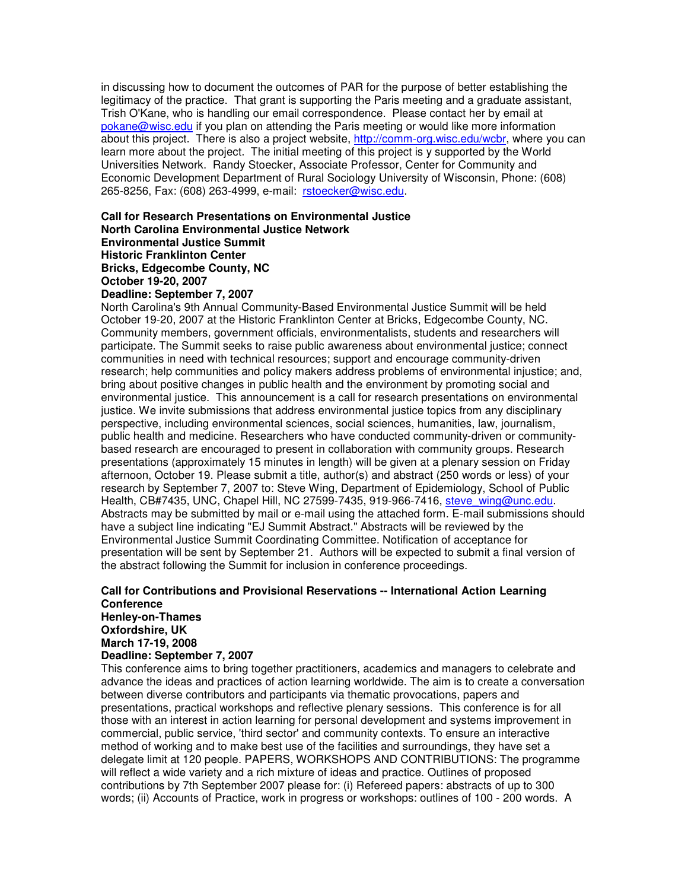in discussing how to document the outcomes of PAR for the purpose of better establishing the legitimacy of the practice. That grant is supporting the Paris meeting and a graduate assistant, Trish O'Kane, who is handling our email correspondence. Please contact her by email at pokane@wisc.edu if you plan on attending the Paris meeting or would like more information about this project. There is also a project website, http://comm-org.wisc.edu/wcbr, where you can learn more about the project. The initial meeting of this project is y supported by the World Universities Network. Randy Stoecker, Associate Professor, Center for Community and Economic Development Department of Rural Sociology University of Wisconsin, Phone: (608) 265-8256, Fax: (608) 263-4999, e-mail: rstoecker@wisc.edu.

**Call for Research Presentations on Environmental Justice**
**North Carolina Environmental Justice Network**
**Environmental Justice Summit**
**Historic Franklinton Center**
**Bricks, Edgecombe County, NC**
**October 19-20, 2007**
**Deadline: September 7, 2007**

North Carolina's 9th Annual Community-Based Environmental Justice Summit will be held October 19-20, 2007 at the Historic Franklinton Center at Bricks, Edgecombe County, NC. Community members, government officials, environmentalists, students and researchers will participate. The Summit seeks to raise public awareness about environmental justice; connect communities in need with technical resources; support and encourage community-driven research; help communities and policy makers address problems of environmental injustice; and, bring about positive changes in public health and the environment by promoting social and environmental justice. This announcement is a call for research presentations on environmental justice. We invite submissions that address environmental justice topics from any disciplinary perspective, including environmental sciences, social sciences, humanities, law, journalism, public health and medicine. Researchers who have conducted community-driven or community-based research are encouraged to present in collaboration with community groups. Research presentations (approximately 15 minutes in length) will be given at a plenary session on Friday afternoon, October 19. Please submit a title, author(s) and abstract (250 words or less) of your research by September 7, 2007 to: Steve Wing, Department of Epidemiology, School of Public Health, CB#7435, UNC, Chapel Hill, NC 27599-7435, 919-966-7416, steve_wing@unc.edu. Abstracts may be submitted by mail or e-mail using the attached form. E-mail submissions should have a subject line indicating "EJ Summit Abstract." Abstracts will be reviewed by the Environmental Justice Summit Coordinating Committee. Notification of acceptance for presentation will be sent by September 21. Authors will be expected to submit a final version of the abstract following the Summit for inclusion in conference proceedings.

**Call for Contributions and Provisional Reservations -- International Action Learning Conference**
**Henley-on-Thames**
**Oxfordshire, UK**
**March 17-19, 2008**
**Deadline: September 7, 2007**

This conference aims to bring together practitioners, academics and managers to celebrate and advance the ideas and practices of action learning worldwide. The aim is to create a conversation between diverse contributors and participants via thematic provocations, papers and presentations, practical workshops and reflective plenary sessions. This conference is for all those with an interest in action learning for personal development and systems improvement in commercial, public service, 'third sector' and community contexts. To ensure an interactive method of working and to make best use of the facilities and surroundings, they have set a delegate limit at 120 people. PAPERS, WORKSHOPS AND CONTRIBUTIONS: The programme will reflect a wide variety and a rich mixture of ideas and practice. Outlines of proposed contributions by 7th September 2007 please for: (i) Refereed papers: abstracts of up to 300 words; (ii) Accounts of Practice, work in progress or workshops: outlines of 100 - 200 words. A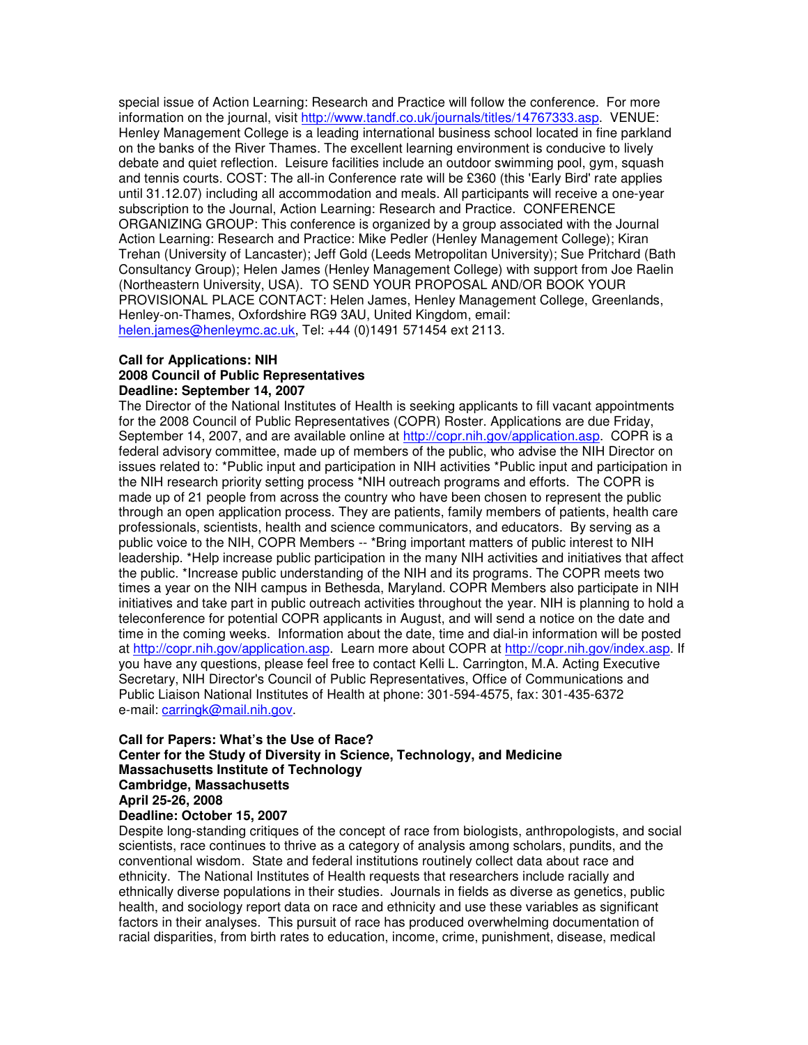special issue of Action Learning: Research and Practice will follow the conference. For more information on the journal, visit http://www.tandf.co.uk/journals/titles/14767333.asp. VENUE: Henley Management College is a leading international business school located in fine parkland on the banks of the River Thames. The excellent learning environment is conducive to lively debate and quiet reflection. Leisure facilities include an outdoor swimming pool, gym, squash and tennis courts. COST: The all-in Conference rate will be £360 (this 'Early Bird' rate applies until 31.12.07) including all accommodation and meals. All participants will receive a one-year subscription to the Journal, Action Learning: Research and Practice. CONFERENCE ORGANIZING GROUP: This conference is organized by a group associated with the Journal Action Learning: Research and Practice: Mike Pedler (Henley Management College); Kiran Trehan (University of Lancaster); Jeff Gold (Leeds Metropolitan University); Sue Pritchard (Bath Consultancy Group); Helen James (Henley Management College) with support from Joe Raelin (Northeastern University, USA). TO SEND YOUR PROPOSAL AND/OR BOOK YOUR PROVISIONAL PLACE CONTACT: Helen James, Henley Management College, Greenlands, Henley-on-Thames, Oxfordshire RG9 3AU, United Kingdom, email: helen.james@henleymc.ac.uk, Tel: +44 (0)1491 571454 ext 2113.

**Call for Applications: NIH**
**2008 Council of Public Representatives**
**Deadline: September 14, 2007**

The Director of the National Institutes of Health is seeking applicants to fill vacant appointments for the 2008 Council of Public Representatives (COPR) Roster. Applications are due Friday, September 14, 2007, and are available online at http://copr.nih.gov/application.asp. COPR is a federal advisory committee, made up of members of the public, who advise the NIH Director on issues related to: *Public input and participation in NIH activities *Public input and participation in the NIH research priority setting process *NIH outreach programs and efforts. The COPR is made up of 21 people from across the country who have been chosen to represent the public through an open application process. They are patients, family members of patients, health care professionals, scientists, health and science communicators, and educators. By serving as a public voice to the NIH, COPR Members -- *Bring important matters of public interest to NIH leadership. *Help increase public participation in the many NIH activities and initiatives that affect the public. *Increase public understanding of the NIH and its programs. The COPR meets two times a year on the NIH campus in Bethesda, Maryland. COPR Members also participate in NIH initiatives and take part in public outreach activities throughout the year. NIH is planning to hold a teleconference for potential COPR applicants in August, and will send a notice on the date and time in the coming weeks. Information about the date, time and dial-in information will be posted at http://copr.nih.gov/application.asp. Learn more about COPR at http://copr.nih.gov/index.asp. If you have any questions, please feel free to contact Kelli L. Carrington, M.A. Acting Executive Secretary, NIH Director's Council of Public Representatives, Office of Communications and Public Liaison National Institutes of Health at phone: 301-594-4575, fax: 301-435-6372 e-mail: carringk@mail.nih.gov.

**Call for Papers: What's the Use of Race?**
**Center for the Study of Diversity in Science, Technology, and Medicine**
**Massachusetts Institute of Technology**
**Cambridge, Massachusetts**
**April 25-26, 2008**
**Deadline: October 15, 2007**

Despite long-standing critiques of the concept of race from biologists, anthropologists, and social scientists, race continues to thrive as a category of analysis among scholars, pundits, and the conventional wisdom. State and federal institutions routinely collect data about race and ethnicity. The National Institutes of Health requests that researchers include racially and ethnically diverse populations in their studies. Journals in fields as diverse as genetics, public health, and sociology report data on race and ethnicity and use these variables as significant factors in their analyses. This pursuit of race has produced overwhelming documentation of racial disparities, from birth rates to education, income, crime, punishment, disease, medical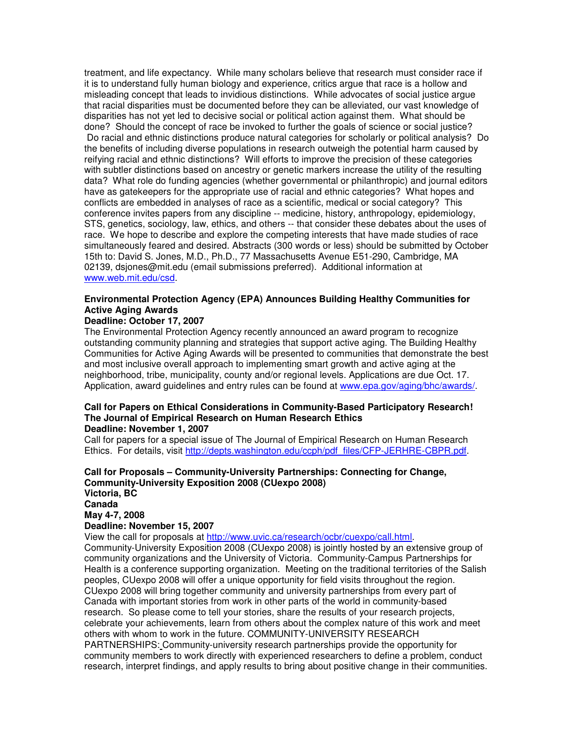treatment, and life expectancy.  While many scholars believe that research must consider race if it is to understand fully human biology and experience, critics argue that race is a hollow and misleading concept that leads to invidious distinctions.  While advocates of social justice argue that racial disparities must be documented before they can be alleviated, our vast knowledge of disparities has not yet led to decisive social or political action against them.  What should be done?  Should the concept of race be invoked to further the goals of science or social justice?  Do racial and ethnic distinctions produce natural categories for scholarly or political analysis?  Do the benefits of including diverse populations in research outweigh the potential harm caused by reifying racial and ethnic distinctions?  Will efforts to improve the precision of these categories with subtler distinctions based on ancestry or genetic markers increase the utility of the resulting data?  What role do funding agencies (whether governmental or philanthropic) and journal editors have as gatekeepers for the appropriate use of racial and ethnic categories?  What hopes and conflicts are embedded in analyses of race as a scientific, medical or social category?  This conference invites papers from any discipline -- medicine, history, anthropology, epidemiology, STS, genetics, sociology, law, ethics, and others -- that consider these debates about the uses of race.  We hope to describe and explore the competing interests that have made studies of race simultaneously feared and desired. Abstracts (300 words or less) should be submitted by October 15th to: David S. Jones, M.D., Ph.D., 77 Massachusetts Avenue E51-290, Cambridge, MA 02139, dsjones@mit.edu (email submissions preferred).  Additional information at [www.web.mit.edu/csd](www.web.mit.edu/csd).

**Environmental Protection Agency (EPA) Announces Building Healthy Communities for Active Aging Awards**
**Deadline: October 17, 2007**

The Environmental Protection Agency recently announced an award program to recognize outstanding community planning and strategies that support active aging. The Building Healthy Communities for Active Aging Awards will be presented to communities that demonstrate the best and most inclusive overall approach to implementing smart growth and active aging at the neighborhood, tribe, municipality, county and/or regional levels. Applications are due Oct. 17. Application, award guidelines and entry rules can be found at [www.epa.gov/aging/bhc/awards/](www.epa.gov/aging/bhc/awards/).

**Call for Papers on Ethical Considerations in Community-Based Participatory Research! The Journal of Empirical Research on Human Research Ethics**
**Deadline: November 1, 2007**

Call for papers for a special issue of The Journal of Empirical Research on Human Research Ethics.  For details, visit [http://depts.washington.edu/ccph/pdf_files/CFP-JERHRE-CBPR.pdf](http://depts.washington.edu/ccph/pdf_files/CFP-JERHRE-CBPR.pdf).

**Call for Proposals – Community-University Partnerships: Connecting for Change, Community-University Exposition 2008 (CUexpo 2008)**
**Victoria, BC**
**Canada**
**May 4-7, 2008**
**Deadline: November 15, 2007**

View the call for proposals at [http://www.uvic.ca/research/ocbr/cuexpo/call.html](http://www.uvic.ca/research/ocbr/cuexpo/call.html).
Community-University Exposition 2008 (CUexpo 2008) is jointly hosted by an extensive group of community organizations and the University of Victoria.  Community-Campus Partnerships for Health is a conference supporting organization.  Meeting on the traditional territories of the Salish peoples, CUexpo 2008 will offer a unique opportunity for field visits throughout the region. CUexpo 2008 will bring together community and university partnerships from every part of Canada with important stories from work in other parts of the world in community-based research.  So please come to tell your stories, share the results of your research projects, celebrate your achievements, learn from others about the complex nature of this work and meet others with whom to work in the future. COMMUNITY-UNIVERSITY RESEARCH PARTNERSHIPS: Community-university research partnerships provide the opportunity for community members to work directly with experienced researchers to define a problem, conduct research, interpret findings, and apply results to bring about positive change in their communities.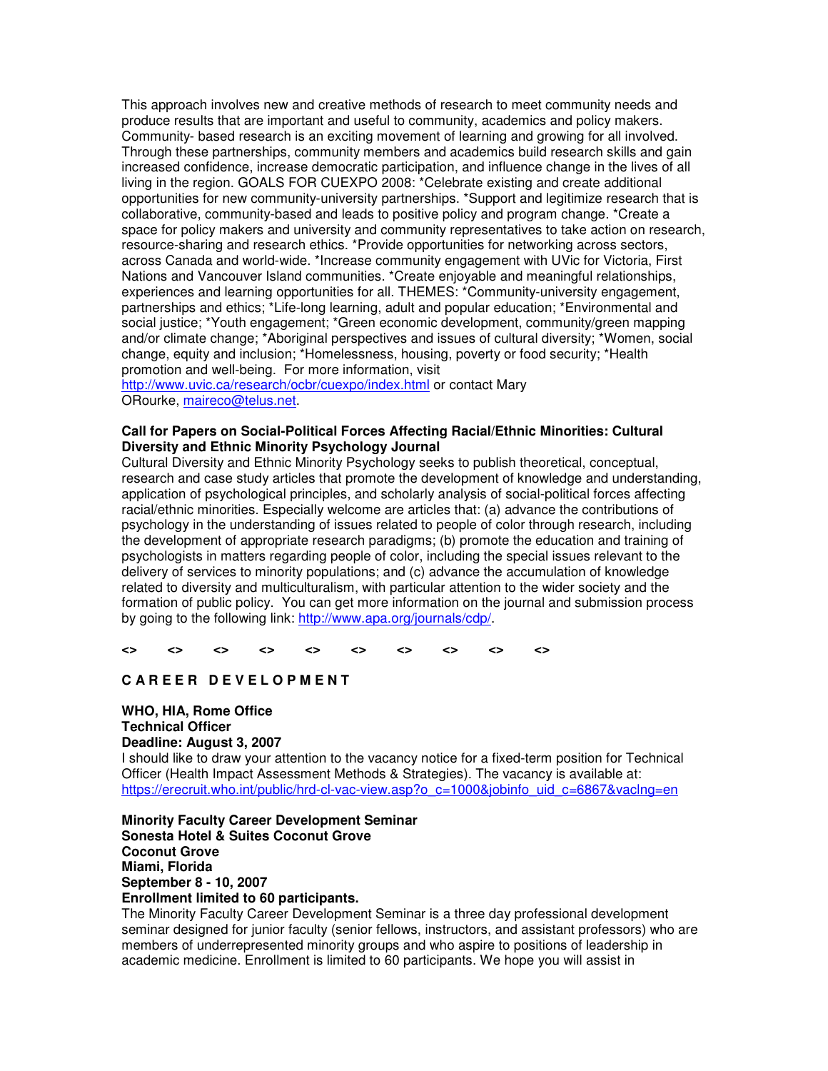This approach involves new and creative methods of research to meet community needs and produce results that are important and useful to community, academics and policy makers. Community- based research is an exciting movement of learning and growing for all involved. Through these partnerships, community members and academics build research skills and gain increased confidence, increase democratic participation, and influence change in the lives of all living in the region. GOALS FOR CUEXPO 2008: *Celebrate existing and create additional opportunities for new community-university partnerships. *Support and legitimize research that is collaborative, community-based and leads to positive policy and program change. *Create a space for policy makers and university and community representatives to take action on research, resource-sharing and research ethics. *Provide opportunities for networking across sectors, across Canada and world-wide. *Increase community engagement with UVic for Victoria, First Nations and Vancouver Island communities. *Create enjoyable and meaningful relationships, experiences and learning opportunities for all. THEMES: *Community-university engagement, partnerships and ethics; *Life-long learning, adult and popular education; *Environmental and social justice; *Youth engagement; *Green economic development, community/green mapping and/or climate change; *Aboriginal perspectives and issues of cultural diversity; *Women, social change, equity and inclusion; *Homelessness, housing, poverty or food security; *Health promotion and well-being. For more information, visit http://www.uvic.ca/research/ocbr/cuexpo/index.html or contact Mary ORourke, maireco@telus.net.

**Call for Papers on Social-Political Forces Affecting Racial/Ethnic Minorities: Cultural Diversity and Ethnic Minority Psychology Journal**

Cultural Diversity and Ethnic Minority Psychology seeks to publish theoretical, conceptual, research and case study articles that promote the development of knowledge and understanding, application of psychological principles, and scholarly analysis of social-political forces affecting racial/ethnic minorities. Especially welcome are articles that: (a) advance the contributions of psychology in the understanding of issues related to people of color through research, including the development of appropriate research paradigms; (b) promote the education and training of psychologists in matters regarding people of color, including the special issues relevant to the delivery of services to minority populations; and (c) advance the accumulation of knowledge related to diversity and multiculturalism, with particular attention to the wider society and the formation of public policy. You can get more information on the journal and submission process by going to the following link: http://www.apa.org/journals/cdp/.

**<> <> <> <> <> <> <> <> <> <>**

## C A R E E R D E V E L O P M E N T

**WHO, HIA, Rome Office**
**Technical Officer**
**Deadline: August 3, 2007**

I should like to draw your attention to the vacancy notice for a fixed-term position for Technical Officer (Health Impact Assessment Methods & Strategies). The vacancy is available at: https://erecruit.who.int/public/hrd-cl-vac-view.asp?o_c=1000&jobinfo_uid_c=6867&vaclng=en

**Minority Faculty Career Development Seminar**
**Sonesta Hotel & Suites Coconut Grove**
**Coconut Grove**
**Miami, Florida**
**September 8 - 10, 2007**
**Enrollment limited to 60 participants.**

The Minority Faculty Career Development Seminar is a three day professional development seminar designed for junior faculty (senior fellows, instructors, and assistant professors) who are members of underrepresented minority groups and who aspire to positions of leadership in academic medicine. Enrollment is limited to 60 participants. We hope you will assist in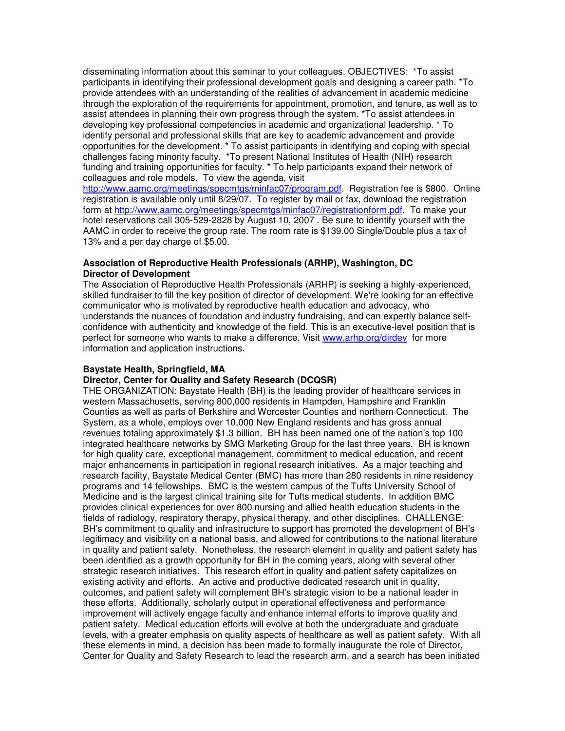disseminating information about this seminar to your colleagues. OBJECTIVES: *To assist participants in identifying their professional development goals and designing a career path. *To provide attendees with an understanding of the realities of advancement in academic medicine through the exploration of the requirements for appointment, promotion, and tenure, as well as to assist attendees in planning their own progress through the system. *To assist attendees in developing key professional competencies in academic and organizational leadership. * To identify personal and professional skills that are key to academic advancement and provide opportunities for the development. * To assist participants in identifying and coping with special challenges facing minority faculty. *To present National Institutes of Health (NIH) research funding and training opportunities for faculty. * To help participants expand their network of colleagues and role models. To view the agenda, visit http://www.aamc.org/meetings/specmtgs/minfac07/program.pdf. Registration fee is $800. Online registration is available only until 8/29/07. To register by mail or fax, download the registration form at http://www.aamc.org/meetings/specmtgs/minfac07/registrationform.pdf. To make your hotel reservations call 305-529-2828 by August 10, 2007 . Be sure to identify yourself with the AAMC in order to receive the group rate. The room rate is $139.00 Single/Double plus a tax of 13% and a per day charge of $5.00.

**Association of Reproductive Health Professionals (ARHP), Washington, DC**
**Director of Development**

The Association of Reproductive Health Professionals (ARHP) is seeking a highly-experienced, skilled fundraiser to fill the key position of director of development. We're looking for an effective communicator who is motivated by reproductive health education and advocacy, who understands the nuances of foundation and industry fundraising, and can expertly balance self-confidence with authenticity and knowledge of the field. This is an executive-level position that is perfect for someone who wants to make a difference. Visit www.arhp.org/dirdev for more information and application instructions.

**Baystate Health, Springfield, MA**
**Director, Center for Quality and Safety Research (DCQSR)**

THE ORGANIZATION: Baystate Health (BH) is the leading provider of healthcare services in western Massachusetts, serving 800,000 residents in Hampden, Hampshire and Franklin Counties as well as parts of Berkshire and Worcester Counties and northern Connecticut. The System, as a whole, employs over 10,000 New England residents and has gross annual revenues totaling approximately $1.3 billion. BH has been named one of the nation's top 100 integrated healthcare networks by SMG Marketing Group for the last three years. BH is known for high quality care, exceptional management, commitment to medical education, and recent major enhancements in participation in regional research initiatives. As a major teaching and research facility, Baystate Medical Center (BMC) has more than 280 residents in nine residency programs and 14 fellowships. BMC is the western campus of the Tufts University School of Medicine and is the largest clinical training site for Tufts medical students. In addition BMC provides clinical experiences for over 800 nursing and allied health education students in the fields of radiology, respiratory therapy, physical therapy, and other disciplines. CHALLENGE: BH's commitment to quality and infrastructure to support has promoted the development of BH's legitimacy and visibility on a national basis, and allowed for contributions to the national literature in quality and patient safety. Nonetheless, the research element in quality and patient safety has been identified as a growth opportunity for BH in the coming years, along with several other strategic research initiatives. This research effort in quality and patient safety capitalizes on existing activity and efforts. An active and productive dedicated research unit in quality, outcomes, and patient safety will complement BH's strategic vision to be a national leader in these efforts. Additionally, scholarly output in operational effectiveness and performance improvement will actively engage faculty and enhance internal efforts to improve quality and patient safety. Medical education efforts will evolve at both the undergraduate and graduate levels, with a greater emphasis on quality aspects of healthcare as well as patient safety. With all these elements in mind, a decision has been made to formally inaugurate the role of Director, Center for Quality and Safety Research to lead the research arm, and a search has been initiated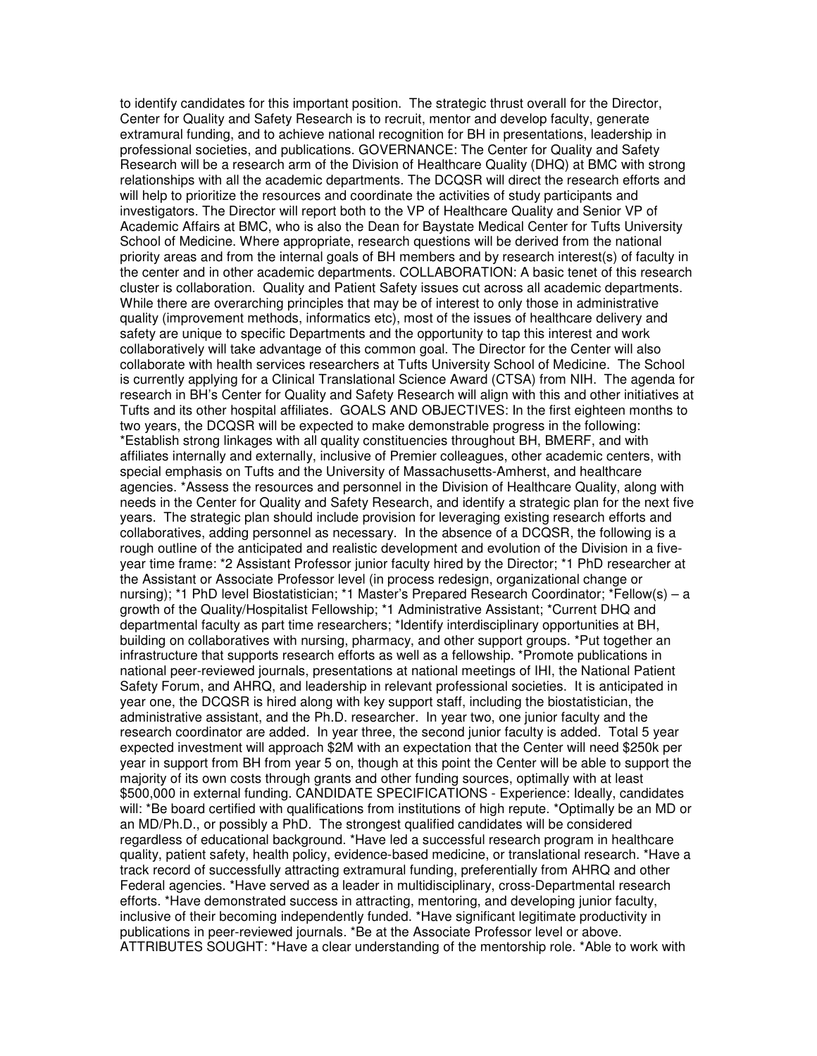to identify candidates for this important position. The strategic thrust overall for the Director, Center for Quality and Safety Research is to recruit, mentor and develop faculty, generate extramural funding, and to achieve national recognition for BH in presentations, leadership in professional societies, and publications. GOVERNANCE: The Center for Quality and Safety Research will be a research arm of the Division of Healthcare Quality (DHQ) at BMC with strong relationships with all the academic departments. The DCQSR will direct the research efforts and will help to prioritize the resources and coordinate the activities of study participants and investigators. The Director will report both to the VP of Healthcare Quality and Senior VP of Academic Affairs at BMC, who is also the Dean for Baystate Medical Center for Tufts University School of Medicine. Where appropriate, research questions will be derived from the national priority areas and from the internal goals of BH members and by research interest(s) of faculty in the center and in other academic departments. COLLABORATION: A basic tenet of this research cluster is collaboration. Quality and Patient Safety issues cut across all academic departments. While there are overarching principles that may be of interest to only those in administrative quality (improvement methods, informatics etc), most of the issues of healthcare delivery and safety are unique to specific Departments and the opportunity to tap this interest and work collaboratively will take advantage of this common goal. The Director for the Center will also collaborate with health services researchers at Tufts University School of Medicine. The School is currently applying for a Clinical Translational Science Award (CTSA) from NIH. The agenda for research in BH's Center for Quality and Safety Research will align with this and other initiatives at Tufts and its other hospital affiliates. GOALS AND OBJECTIVES: In the first eighteen months to two years, the DCQSR will be expected to make demonstrable progress in the following: *Establish strong linkages with all quality constituencies throughout BH, BMERF, and with affiliates internally and externally, inclusive of Premier colleagues, other academic centers, with special emphasis on Tufts and the University of Massachusetts-Amherst, and healthcare agencies. *Assess the resources and personnel in the Division of Healthcare Quality, along with needs in the Center for Quality and Safety Research, and identify a strategic plan for the next five years. The strategic plan should include provision for leveraging existing research efforts and collaboratives, adding personnel as necessary. In the absence of a DCQSR, the following is a rough outline of the anticipated and realistic development and evolution of the Division in a five-year time frame: *2 Assistant Professor junior faculty hired by the Director; *1 PhD researcher at the Assistant or Associate Professor level (in process redesign, organizational change or nursing); *1 PhD level Biostatistician; *1 Master's Prepared Research Coordinator; *Fellow(s) – a growth of the Quality/Hospitalist Fellowship; *1 Administrative Assistant; *Current DHQ and departmental faculty as part time researchers; *Identify interdisciplinary opportunities at BH, building on collaboratives with nursing, pharmacy, and other support groups. *Put together an infrastructure that supports research efforts as well as a fellowship. *Promote publications in national peer-reviewed journals, presentations at national meetings of IHI, the National Patient Safety Forum, and AHRQ, and leadership in relevant professional societies. It is anticipated in year one, the DCQSR is hired along with key support staff, including the biostatistician, the administrative assistant, and the Ph.D. researcher. In year two, one junior faculty and the research coordinator are added. In year three, the second junior faculty is added. Total 5 year expected investment will approach $2M with an expectation that the Center will need $250k per year in support from BH from year 5 on, though at this point the Center will be able to support the majority of its own costs through grants and other funding sources, optimally with at least $500,000 in external funding. CANDIDATE SPECIFICATIONS - Experience: Ideally, candidates will: *Be board certified with qualifications from institutions of high repute. *Optimally be an MD or an MD/Ph.D., or possibly a PhD. The strongest qualified candidates will be considered regardless of educational background. *Have led a successful research program in healthcare quality, patient safety, health policy, evidence-based medicine, or translational research. *Have a track record of successfully attracting extramural funding, preferentially from AHRQ and other Federal agencies. *Have served as a leader in multidisciplinary, cross-Departmental research efforts. *Have demonstrated success in attracting, mentoring, and developing junior faculty, inclusive of their becoming independently funded. *Have significant legitimate productivity in publications in peer-reviewed journals. *Be at the Associate Professor level or above. ATTRIBUTES SOUGHT: *Have a clear understanding of the mentorship role. *Able to work with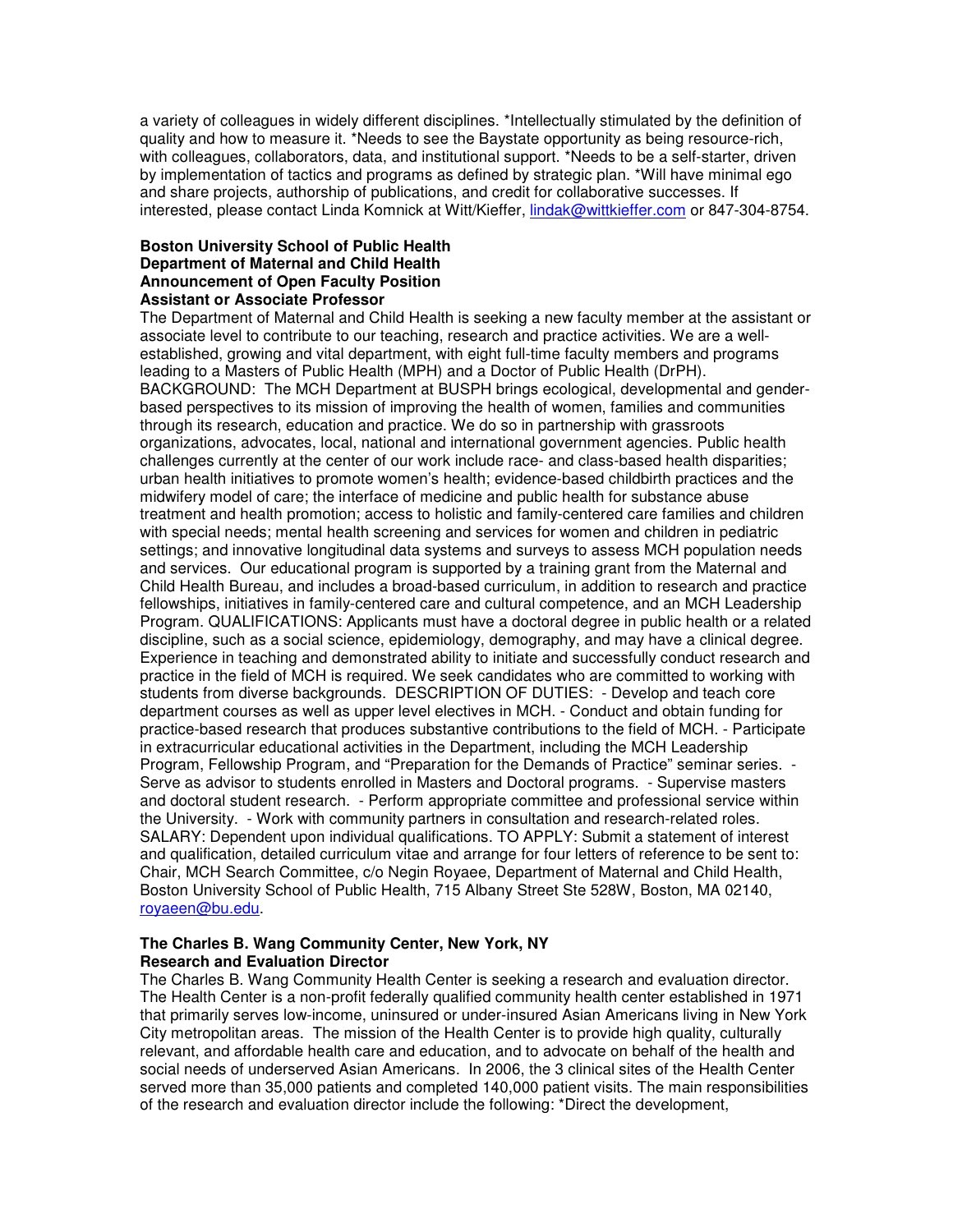a variety of colleagues in widely different disciplines. *Intellectually stimulated by the definition of quality and how to measure it. *Needs to see the Baystate opportunity as being resource-rich, with colleagues, collaborators, data, and institutional support. *Needs to be a self-starter, driven by implementation of tactics and programs as defined by strategic plan. *Will have minimal ego and share projects, authorship of publications, and credit for collaborative successes. If interested, please contact Linda Komnick at Witt/Kieffer, lindak@wittkieffer.com or 847-304-8754.

**Boston University School of Public Health**
**Department of Maternal and Child Health**
**Announcement of Open Faculty Position**
**Assistant or Associate Professor**

The Department of Maternal and Child Health is seeking a new faculty member at the assistant or associate level to contribute to our teaching, research and practice activities. We are a well-established, growing and vital department, with eight full-time faculty members and programs leading to a Masters of Public Health (MPH) and a Doctor of Public Health (DrPH). BACKGROUND: The MCH Department at BUSPH brings ecological, developmental and gender-based perspectives to its mission of improving the health of women, families and communities through its research, education and practice. We do so in partnership with grassroots organizations, advocates, local, national and international government agencies. Public health challenges currently at the center of our work include race- and class-based health disparities; urban health initiatives to promote women's health; evidence-based childbirth practices and the midwifery model of care; the interface of medicine and public health for substance abuse treatment and health promotion; access to holistic and family-centered care families and children with special needs; mental health screening and services for women and children in pediatric settings; and innovative longitudinal data systems and surveys to assess MCH population needs and services. Our educational program is supported by a training grant from the Maternal and Child Health Bureau, and includes a broad-based curriculum, in addition to research and practice fellowships, initiatives in family-centered care and cultural competence, and an MCH Leadership Program. QUALIFICATIONS: Applicants must have a doctoral degree in public health or a related discipline, such as a social science, epidemiology, demography, and may have a clinical degree. Experience in teaching and demonstrated ability to initiate and successfully conduct research and practice in the field of MCH is required. We seek candidates who are committed to working with students from diverse backgrounds. DESCRIPTION OF DUTIES: - Develop and teach core department courses as well as upper level electives in MCH. - Conduct and obtain funding for practice-based research that produces substantive contributions to the field of MCH. - Participate in extracurricular educational activities in the Department, including the MCH Leadership Program, Fellowship Program, and "Preparation for the Demands of Practice" seminar series. - Serve as advisor to students enrolled in Masters and Doctoral programs. - Supervise masters and doctoral student research. - Perform appropriate committee and professional service within the University. - Work with community partners in consultation and research-related roles. SALARY: Dependent upon individual qualifications. TO APPLY: Submit a statement of interest and qualification, detailed curriculum vitae and arrange for four letters of reference to be sent to: Chair, MCH Search Committee, c/o Negin Royaee, Department of Maternal and Child Health, Boston University School of Public Health, 715 Albany Street Ste 528W, Boston, MA 02140, royaeen@bu.edu.

**The Charles B. Wang Community Center, New York, NY**
**Research and Evaluation Director**

The Charles B. Wang Community Health Center is seeking a research and evaluation director. The Health Center is a non-profit federally qualified community health center established in 1971 that primarily serves low-income, uninsured or under-insured Asian Americans living in New York City metropolitan areas. The mission of the Health Center is to provide high quality, culturally relevant, and affordable health care and education, and to advocate on behalf of the health and social needs of underserved Asian Americans. In 2006, the 3 clinical sites of the Health Center served more than 35,000 patients and completed 140,000 patient visits. The main responsibilities of the research and evaluation director include the following: *Direct the development,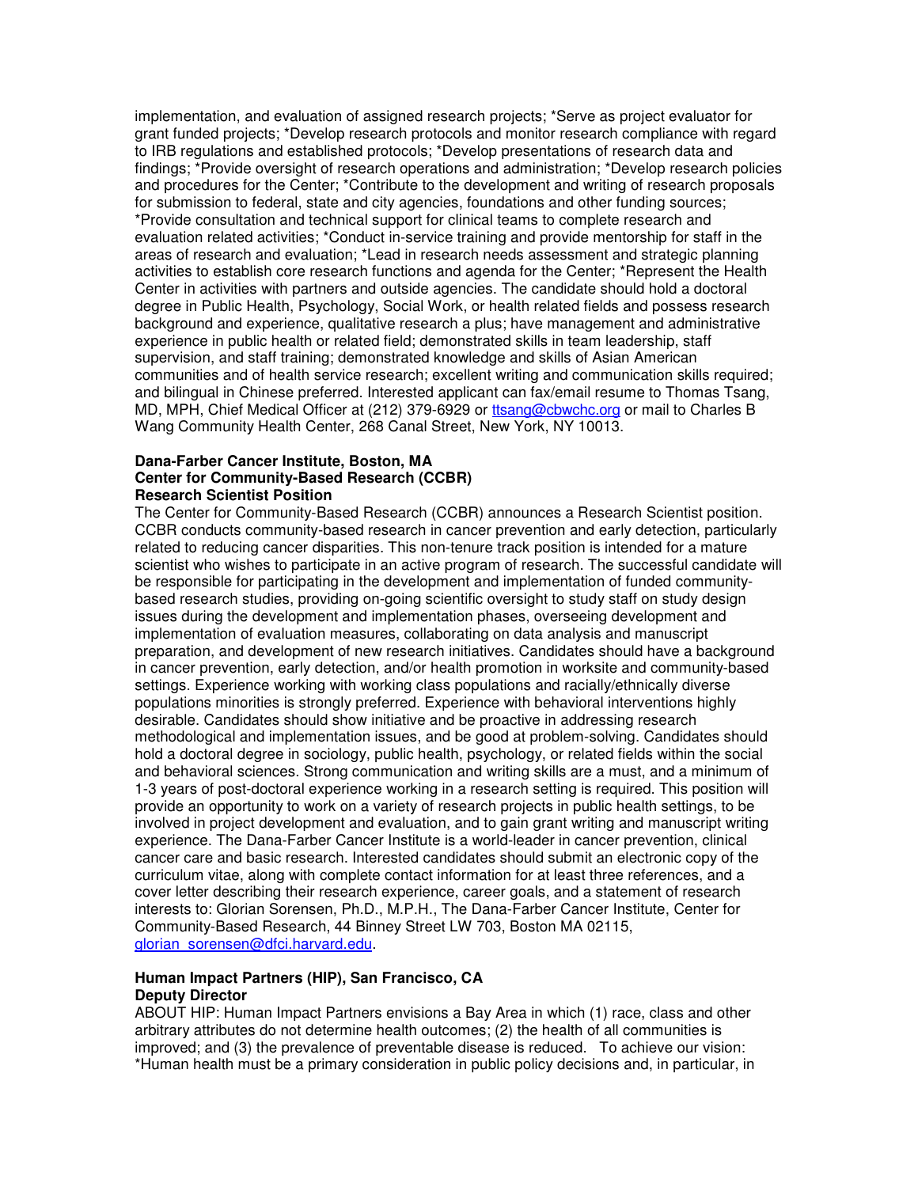implementation, and evaluation of assigned research projects; *Serve as project evaluator for grant funded projects; *Develop research protocols and monitor research compliance with regard to IRB regulations and established protocols; *Develop presentations of research data and findings; *Provide oversight of research operations and administration; *Develop research policies and procedures for the Center; *Contribute to the development and writing of research proposals for submission to federal, state and city agencies, foundations and other funding sources; *Provide consultation and technical support for clinical teams to complete research and evaluation related activities; *Conduct in-service training and provide mentorship for staff in the areas of research and evaluation; *Lead in research needs assessment and strategic planning activities to establish core research functions and agenda for the Center; *Represent the Health Center in activities with partners and outside agencies. The candidate should hold a doctoral degree in Public Health, Psychology, Social Work, or health related fields and possess research background and experience, qualitative research a plus; have management and administrative experience in public health or related field; demonstrated skills in team leadership, staff supervision, and staff training; demonstrated knowledge and skills of Asian American communities and of health service research; excellent writing and communication skills required; and bilingual in Chinese preferred. Interested applicant can fax/email resume to Thomas Tsang, MD, MPH, Chief Medical Officer at (212) 379-6929 or ttsang@cbwchc.org or mail to Charles B Wang Community Health Center, 268 Canal Street, New York, NY 10013.

**Dana-Farber Cancer Institute, Boston, MA**
**Center for Community-Based Research (CCBR)**
**Research Scientist Position**

The Center for Community-Based Research (CCBR) announces a Research Scientist position. CCBR conducts community-based research in cancer prevention and early detection, particularly related to reducing cancer disparities. This non-tenure track position is intended for a mature scientist who wishes to participate in an active program of research. The successful candidate will be responsible for participating in the development and implementation of funded community-based research studies, providing on-going scientific oversight to study staff on study design issues during the development and implementation phases, overseeing development and implementation of evaluation measures, collaborating on data analysis and manuscript preparation, and development of new research initiatives. Candidates should have a background in cancer prevention, early detection, and/or health promotion in worksite and community-based settings. Experience working with working class populations and racially/ethnically diverse populations minorities is strongly preferred. Experience with behavioral interventions highly desirable. Candidates should show initiative and be proactive in addressing research methodological and implementation issues, and be good at problem-solving. Candidates should hold a doctoral degree in sociology, public health, psychology, or related fields within the social and behavioral sciences. Strong communication and writing skills are a must, and a minimum of 1-3 years of post-doctoral experience working in a research setting is required. This position will provide an opportunity to work on a variety of research projects in public health settings, to be involved in project development and evaluation, and to gain grant writing and manuscript writing experience. The Dana-Farber Cancer Institute is a world-leader in cancer prevention, clinical cancer care and basic research. Interested candidates should submit an electronic copy of the curriculum vitae, along with complete contact information for at least three references, and a cover letter describing their research experience, career goals, and a statement of research interests to: Glorian Sorensen, Ph.D., M.P.H., The Dana-Farber Cancer Institute, Center for Community-Based Research, 44 Binney Street LW 703, Boston MA 02115, glorian_sorensen@dfci.harvard.edu.

**Human Impact Partners (HIP), San Francisco, CA**
**Deputy Director**

ABOUT HIP: Human Impact Partners envisions a Bay Area in which (1) race, class and other arbitrary attributes do not determine health outcomes; (2) the health of all communities is improved; and (3) the prevalence of preventable disease is reduced. To achieve our vision: *Human health must be a primary consideration in public policy decisions and, in particular, in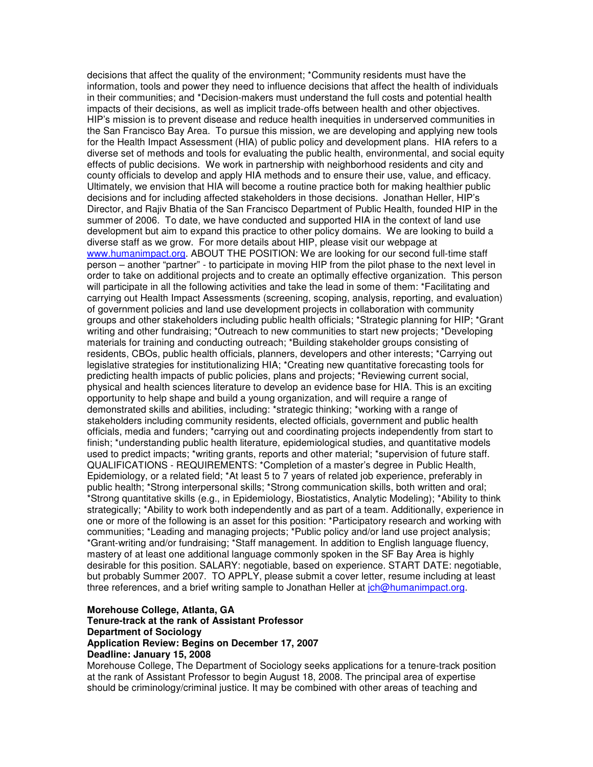decisions that affect the quality of the environment; *Community residents must have the information, tools and power they need to influence decisions that affect the health of individuals in their communities; and *Decision-makers must understand the full costs and potential health impacts of their decisions, as well as implicit trade-offs between health and other objectives. HIP's mission is to prevent disease and reduce health inequities in underserved communities in the San Francisco Bay Area. To pursue this mission, we are developing and applying new tools for the Health Impact Assessment (HIA) of public policy and development plans. HIA refers to a diverse set of methods and tools for evaluating the public health, environmental, and social equity effects of public decisions. We work in partnership with neighborhood residents and city and county officials to develop and apply HIA methods and to ensure their use, value, and efficacy. Ultimately, we envision that HIA will become a routine practice both for making healthier public decisions and for including affected stakeholders in those decisions. Jonathan Heller, HIP's Director, and Rajiv Bhatia of the San Francisco Department of Public Health, founded HIP in the summer of 2006. To date, we have conducted and supported HIA in the context of land use development but aim to expand this practice to other policy domains. We are looking to build a diverse staff as we grow. For more details about HIP, please visit our webpage at www.humanimpact.org. ABOUT THE POSITION: We are looking for our second full-time staff person – another "partner" - to participate in moving HIP from the pilot phase to the next level in order to take on additional projects and to create an optimally effective organization. This person will participate in all the following activities and take the lead in some of them: *Facilitating and carrying out Health Impact Assessments (screening, scoping, analysis, reporting, and evaluation) of government policies and land use development projects in collaboration with community groups and other stakeholders including public health officials; *Strategic planning for HIP; *Grant writing and other fundraising; *Outreach to new communities to start new projects; *Developing materials for training and conducting outreach; *Building stakeholder groups consisting of residents, CBOs, public health officials, planners, developers and other interests; *Carrying out legislative strategies for institutionalizing HIA; *Creating new quantitative forecasting tools for predicting health impacts of public policies, plans and projects; *Reviewing current social, physical and health sciences literature to develop an evidence base for HIA. This is an exciting opportunity to help shape and build a young organization, and will require a range of demonstrated skills and abilities, including: *strategic thinking; *working with a range of stakeholders including community residents, elected officials, government and public health officials, media and funders; *carrying out and coordinating projects independently from start to finish; *understanding public health literature, epidemiological studies, and quantitative models used to predict impacts; *writing grants, reports and other material; *supervision of future staff. QUALIFICATIONS - REQUIREMENTS: *Completion of a master's degree in Public Health, Epidemiology, or a related field; *At least 5 to 7 years of related job experience, preferably in public health; *Strong interpersonal skills; *Strong communication skills, both written and oral; *Strong quantitative skills (e.g., in Epidemiology, Biostatistics, Analytic Modeling); *Ability to think strategically; *Ability to work both independently and as part of a team. Additionally, experience in one or more of the following is an asset for this position: *Participatory research and working with communities; *Leading and managing projects; *Public policy and/or land use project analysis; *Grant-writing and/or fundraising; *Staff management. In addition to English language fluency, mastery of at least one additional language commonly spoken in the SF Bay Area is highly desirable for this position. SALARY: negotiable, based on experience. START DATE: negotiable, but probably Summer 2007. TO APPLY, please submit a cover letter, resume including at least three references, and a brief writing sample to Jonathan Heller at jch@humanimpact.org.

**Morehouse College, Atlanta, GA**
**Tenure-track at the rank of Assistant Professor**
**Department of Sociology**
**Application Review: Begins on December 17, 2007**
**Deadline: January 15, 2008**

Morehouse College, The Department of Sociology seeks applications for a tenure-track position at the rank of Assistant Professor to begin August 18, 2008. The principal area of expertise should be criminology/criminal justice. It may be combined with other areas of teaching and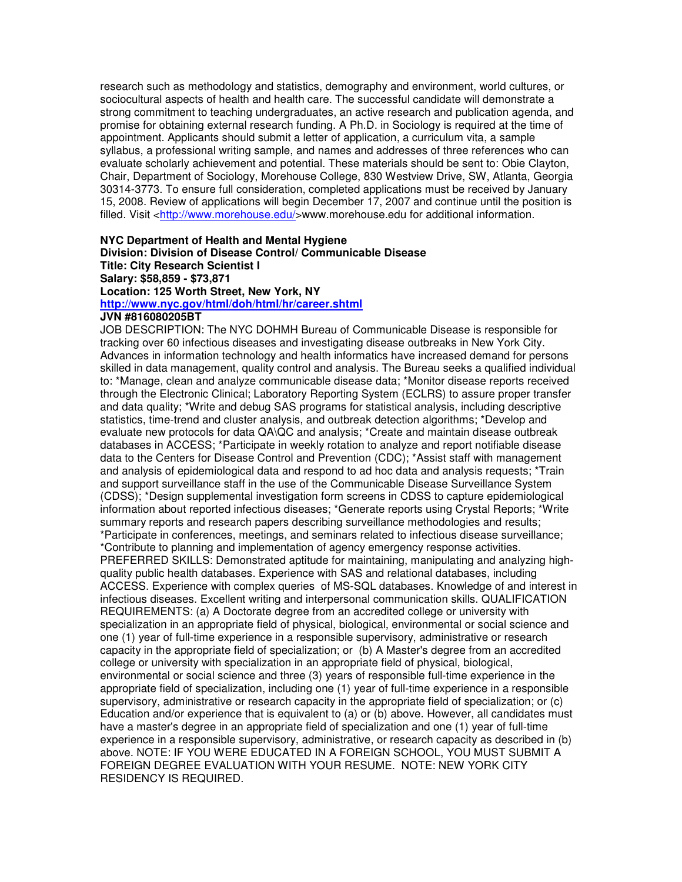research such as methodology and statistics, demography and environment, world cultures, or sociocultural aspects of health and health care. The successful candidate will demonstrate a strong commitment to teaching undergraduates, an active research and publication agenda, and promise for obtaining external research funding. A Ph.D. in Sociology is required at the time of appointment. Applicants should submit a letter of application, a curriculum vita, a sample syllabus, a professional writing sample, and names and addresses of three references who can evaluate scholarly achievement and potential. These materials should be sent to: Obie Clayton, Chair, Department of Sociology, Morehouse College, 830 Westview Drive, SW, Atlanta, Georgia 30314-3773. To ensure full consideration, completed applications must be received by January 15, 2008. Review of applications will begin December 17, 2007 and continue until the position is filled. Visit <http://www.morehouse.edu/>www.morehouse.edu for additional information.

**NYC Department of Health and Mental Hygiene**
**Division: Division of Disease Control/ Communicable Disease**
**Title: City Research Scientist I**
**Salary: $58,859 - $73,871**
**Location: 125 Worth Street, New York, NY**
**http://www.nyc.gov/html/doh/html/hr/career.shtml**
**JVN #816080205BT**

JOB DESCRIPTION: The NYC DOHMH Bureau of Communicable Disease is responsible for tracking over 60 infectious diseases and investigating disease outbreaks in New York City. Advances in information technology and health informatics have increased demand for persons skilled in data management, quality control and analysis. The Bureau seeks a qualified individual to: *Manage, clean and analyze communicable disease data; *Monitor disease reports received through the Electronic Clinical; Laboratory Reporting System (ECLRS) to assure proper transfer and data quality; *Write and debug SAS programs for statistical analysis, including descriptive statistics, time-trend and cluster analysis, and outbreak detection algorithms; *Develop and evaluate new protocols for data QA\QC and analysis; *Create and maintain disease outbreak databases in ACCESS; *Participate in weekly rotation to analyze and report notifiable disease data to the Centers for Disease Control and Prevention (CDC); *Assist staff with management and analysis of epidemiological data and respond to ad hoc data and analysis requests; *Train and support surveillance staff in the use of the Communicable Disease Surveillance System (CDSS); *Design supplemental investigation form screens in CDSS to capture epidemiological information about reported infectious diseases; *Generate reports using Crystal Reports; *Write summary reports and research papers describing surveillance methodologies and results; *Participate in conferences, meetings, and seminars related to infectious disease surveillance; *Contribute to planning and implementation of agency emergency response activities. PREFERRED SKILLS: Demonstrated aptitude for maintaining, manipulating and analyzing high-quality public health databases. Experience with SAS and relational databases, including ACCESS. Experience with complex queries of MS-SQL databases. Knowledge of and interest in infectious diseases. Excellent writing and interpersonal communication skills. QUALIFICATION REQUIREMENTS: (a) A Doctorate degree from an accredited college or university with specialization in an appropriate field of physical, biological, environmental or social science and one (1) year of full-time experience in a responsible supervisory, administrative or research capacity in the appropriate field of specialization; or (b) A Master's degree from an accredited college or university with specialization in an appropriate field of physical, biological, environmental or social science and three (3) years of responsible full-time experience in the appropriate field of specialization, including one (1) year of full-time experience in a responsible supervisory, administrative or research capacity in the appropriate field of specialization; or (c) Education and/or experience that is equivalent to (a) or (b) above. However, all candidates must have a master's degree in an appropriate field of specialization and one (1) year of full-time experience in a responsible supervisory, administrative, or research capacity as described in (b) above. NOTE: IF YOU WERE EDUCATED IN A FOREIGN SCHOOL, YOU MUST SUBMIT A FOREIGN DEGREE EVALUATION WITH YOUR RESUME. NOTE: NEW YORK CITY RESIDENCY IS REQUIRED.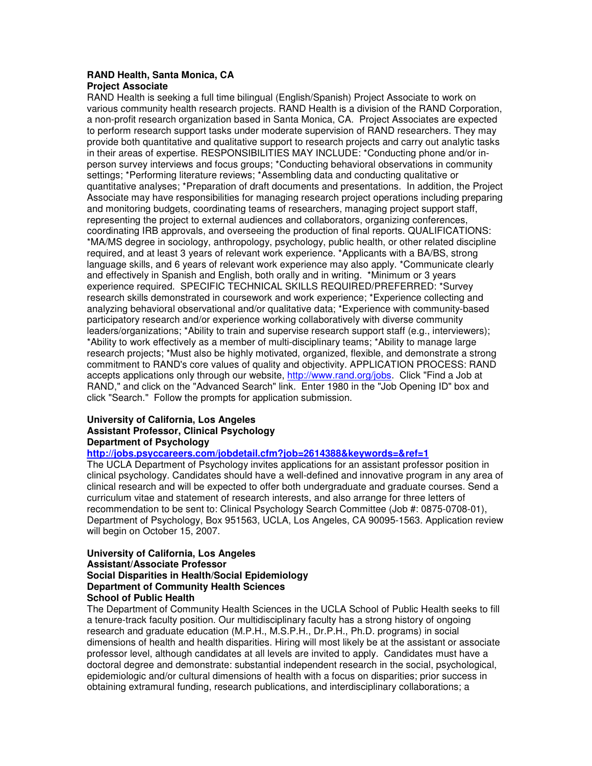**RAND Health, Santa Monica, CA**
**Project Associate**

RAND Health is seeking a full time bilingual (English/Spanish) Project Associate to work on various community health research projects. RAND Health is a division of the RAND Corporation, a non-profit research organization based in Santa Monica, CA. Project Associates are expected to perform research support tasks under moderate supervision of RAND researchers. They may provide both quantitative and qualitative support to research projects and carry out analytic tasks in their areas of expertise. RESPONSIBILITIES MAY INCLUDE: *Conducting phone and/or in-person survey interviews and focus groups; *Conducting behavioral observations in community settings; *Performing literature reviews; *Assembling data and conducting qualitative or quantitative analyses; *Preparation of draft documents and presentations. In addition, the Project Associate may have responsibilities for managing research project operations including preparing and monitoring budgets, coordinating teams of researchers, managing project support staff, representing the project to external audiences and collaborators, organizing conferences, coordinating IRB approvals, and overseeing the production of final reports. QUALIFICATIONS: *MA/MS degree in sociology, anthropology, psychology, public health, or other related discipline required, and at least 3 years of relevant work experience. *Applicants with a BA/BS, strong language skills, and 6 years of relevant work experience may also apply. *Communicate clearly and effectively in Spanish and English, both orally and in writing. *Minimum or 3 years experience required. SPECIFIC TECHNICAL SKILLS REQUIRED/PREFERRED: *Survey research skills demonstrated in coursework and work experience; *Experience collecting and analyzing behavioral observational and/or qualitative data; *Experience with community-based participatory research and/or experience working collaboratively with diverse community leaders/organizations; *Ability to train and supervise research support staff (e.g., interviewers); *Ability to work effectively as a member of multi-disciplinary teams; *Ability to manage large research projects; *Must also be highly motivated, organized, flexible, and demonstrate a strong commitment to RAND's core values of quality and objectivity. APPLICATION PROCESS: RAND accepts applications only through our website, http://www.rand.org/jobs. Click "Find a Job at RAND," and click on the "Advanced Search" link. Enter 1980 in the "Job Opening ID" box and click "Search." Follow the prompts for application submission.

**University of California, Los Angeles**
**Assistant Professor, Clinical Psychology**
**Department of Psychology**
**http://jobs.psyccareers.com/jobdetail.cfm?job=2614388&keywords=&ref=1**

The UCLA Department of Psychology invites applications for an assistant professor position in clinical psychology. Candidates should have a well-defined and innovative program in any area of clinical research and will be expected to offer both undergraduate and graduate courses. Send a curriculum vitae and statement of research interests, and also arrange for three letters of recommendation to be sent to: Clinical Psychology Search Committee (Job #: 0875-0708-01), Department of Psychology, Box 951563, UCLA, Los Angeles, CA 90095-1563. Application review will begin on October 15, 2007.

**University of California, Los Angeles**
**Assistant/Associate Professor**
**Social Disparities in Health/Social Epidemiology**
**Department of Community Health Sciences**
**School of Public Health**

The Department of Community Health Sciences in the UCLA School of Public Health seeks to fill a tenure-track faculty position. Our multidisciplinary faculty has a strong history of ongoing research and graduate education (M.P.H., M.S.P.H., Dr.P.H., Ph.D. programs) in social dimensions of health and health disparities. Hiring will most likely be at the assistant or associate professor level, although candidates at all levels are invited to apply. Candidates must have a doctoral degree and demonstrate: substantial independent research in the social, psychological, epidemiologic and/or cultural dimensions of health with a focus on disparities; prior success in obtaining extramural funding, research publications, and interdisciplinary collaborations; a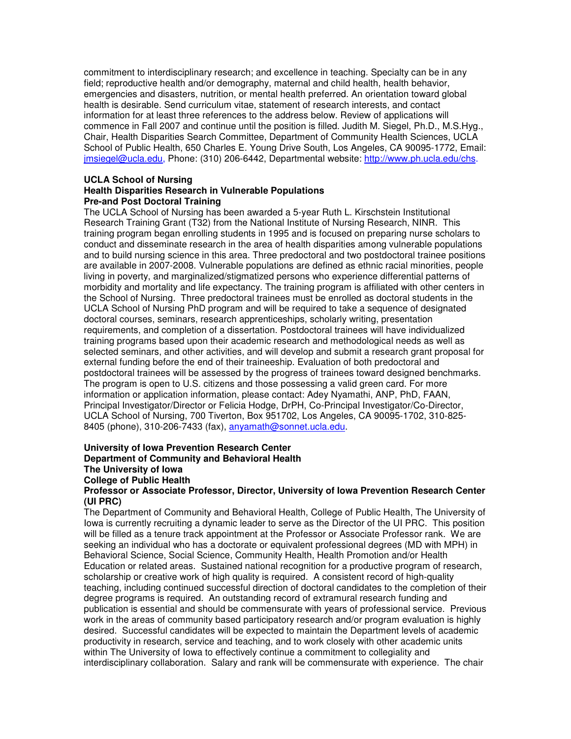commitment to interdisciplinary research; and excellence in teaching. Specialty can be in any field; reproductive health and/or demography, maternal and child health, health behavior, emergencies and disasters, nutrition, or mental health preferred. An orientation toward global health is desirable. Send curriculum vitae, statement of research interests, and contact information for at least three references to the address below. Review of applications will commence in Fall 2007 and continue until the position is filled. Judith M. Siegel, Ph.D., M.S.Hyg., Chair, Health Disparities Search Committee, Department of Community Health Sciences, UCLA School of Public Health, 650 Charles E. Young Drive South, Los Angeles, CA 90095-1772, Email: jmsiegel@ucla.edu, Phone: (310) 206-6442, Departmental website: http://www.ph.ucla.edu/chs.

**UCLA School of Nursing**
**Health Disparities Research in Vulnerable Populations**
**Pre-and Post Doctoral Training**

The UCLA School of Nursing has been awarded a 5-year Ruth L. Kirschstein Institutional Research Training Grant (T32) from the National Institute of Nursing Research, NINR. This training program began enrolling students in 1995 and is focused on preparing nurse scholars to conduct and disseminate research in the area of health disparities among vulnerable populations and to build nursing science in this area. Three predoctoral and two postdoctoral trainee positions are available in 2007-2008. Vulnerable populations are defined as ethnic racial minorities, people living in poverty, and marginalized/stigmatized persons who experience differential patterns of morbidity and mortality and life expectancy. The training program is affiliated with other centers in the School of Nursing. Three predoctoral trainees must be enrolled as doctoral students in the UCLA School of Nursing PhD program and will be required to take a sequence of designated doctoral courses, seminars, research apprenticeships, scholarly writing, presentation requirements, and completion of a dissertation. Postdoctoral trainees will have individualized training programs based upon their academic research and methodological needs as well as selected seminars, and other activities, and will develop and submit a research grant proposal for external funding before the end of their traineeship. Evaluation of both predoctoral and postdoctoral trainees will be assessed by the progress of trainees toward designed benchmarks. The program is open to U.S. citizens and those possessing a valid green card. For more information or application information, please contact: Adey Nyamathi, ANP, PhD, FAAN, Principal Investigator/Director or Felicia Hodge, DrPH, Co-Principal Investigator/Co-Director, UCLA School of Nursing, 700 Tiverton, Box 951702, Los Angeles, CA 90095-1702, 310-825-8405 (phone), 310-206-7433 (fax), anyamath@sonnet.ucla.edu.

**University of Iowa Prevention Research Center**
**Department of Community and Behavioral Health**
**The University of Iowa**
**College of Public Health**
**Professor or Associate Professor, Director, University of Iowa Prevention Research Center (UI PRC)**

The Department of Community and Behavioral Health, College of Public Health, The University of Iowa is currently recruiting a dynamic leader to serve as the Director of the UI PRC. This position will be filled as a tenure track appointment at the Professor or Associate Professor rank. We are seeking an individual who has a doctorate or equivalent professional degrees (MD with MPH) in Behavioral Science, Social Science, Community Health, Health Promotion and/or Health Education or related areas. Sustained national recognition for a productive program of research, scholarship or creative work of high quality is required. A consistent record of high-quality teaching, including continued successful direction of doctoral candidates to the completion of their degree programs is required. An outstanding record of extramural research funding and publication is essential and should be commensurate with years of professional service. Previous work in the areas of community based participatory research and/or program evaluation is highly desired. Successful candidates will be expected to maintain the Department levels of academic productivity in research, service and teaching, and to work closely with other academic units within The University of Iowa to effectively continue a commitment to collegiality and interdisciplinary collaboration. Salary and rank will be commensurate with experience. The chair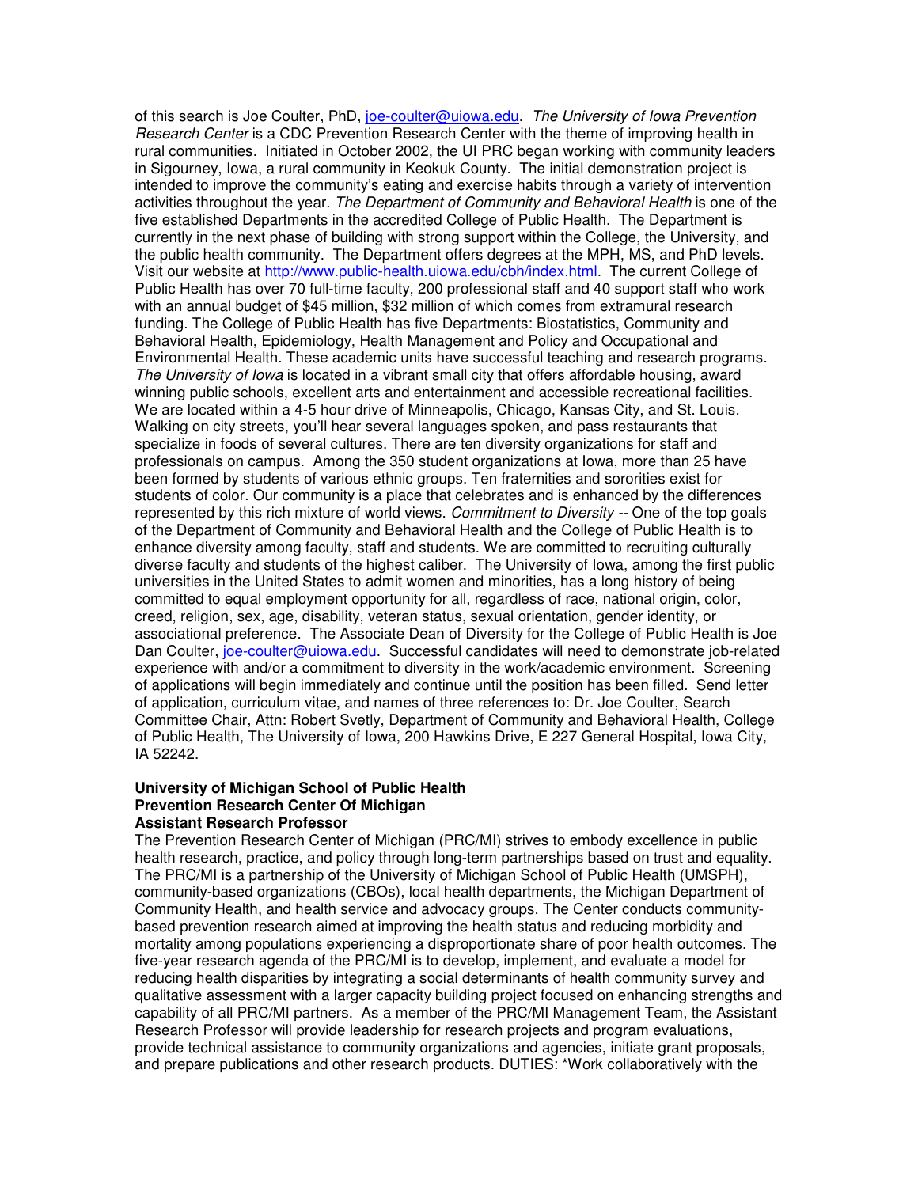of this search is Joe Coulter, PhD, joe-coulter@uiowa.edu. *The University of Iowa Prevention Research Center* is a CDC Prevention Research Center with the theme of improving health in rural communities. Initiated in October 2002, the UI PRC began working with community leaders in Sigourney, Iowa, a rural community in Keokuk County. The initial demonstration project is intended to improve the community's eating and exercise habits through a variety of intervention activities throughout the year. *The Department of Community and Behavioral Health* is one of the five established Departments in the accredited College of Public Health. The Department is currently in the next phase of building with strong support within the College, the University, and the public health community. The Department offers degrees at the MPH, MS, and PhD levels. Visit our website at http://www.public-health.uiowa.edu/cbh/index.html. The current College of Public Health has over 70 full-time faculty, 200 professional staff and 40 support staff who work with an annual budget of $45 million, $32 million of which comes from extramural research funding. The College of Public Health has five Departments: Biostatistics, Community and Behavioral Health, Epidemiology, Health Management and Policy and Occupational and Environmental Health. These academic units have successful teaching and research programs. *The University of Iowa* is located in a vibrant small city that offers affordable housing, award winning public schools, excellent arts and entertainment and accessible recreational facilities. We are located within a 4-5 hour drive of Minneapolis, Chicago, Kansas City, and St. Louis. Walking on city streets, you'll hear several languages spoken, and pass restaurants that specialize in foods of several cultures. There are ten diversity organizations for staff and professionals on campus. Among the 350 student organizations at Iowa, more than 25 have been formed by students of various ethnic groups. Ten fraternities and sororities exist for students of color. Our community is a place that celebrates and is enhanced by the differences represented by this rich mixture of world views. *Commitment to Diversity* -- One of the top goals of the Department of Community and Behavioral Health and the College of Public Health is to enhance diversity among faculty, staff and students. We are committed to recruiting culturally diverse faculty and students of the highest caliber. The University of Iowa, among the first public universities in the United States to admit women and minorities, has a long history of being committed to equal employment opportunity for all, regardless of race, national origin, color, creed, religion, sex, age, disability, veteran status, sexual orientation, gender identity, or associational preference. The Associate Dean of Diversity for the College of Public Health is Joe Dan Coulter, joe-coulter@uiowa.edu. Successful candidates will need to demonstrate job-related experience with and/or a commitment to diversity in the work/academic environment. Screening of applications will begin immediately and continue until the position has been filled. Send letter of application, curriculum vitae, and names of three references to: Dr. Joe Coulter, Search Committee Chair, Attn: Robert Svetly, Department of Community and Behavioral Health, College of Public Health, The University of Iowa, 200 Hawkins Drive, E 227 General Hospital, Iowa City, IA 52242.

**University of Michigan School of Public Health**
**Prevention Research Center Of Michigan**
**Assistant Research Professor**

The Prevention Research Center of Michigan (PRC/MI) strives to embody excellence in public health research, practice, and policy through long-term partnerships based on trust and equality. The PRC/MI is a partnership of the University of Michigan School of Public Health (UMSPH), community-based organizations (CBOs), local health departments, the Michigan Department of Community Health, and health service and advocacy groups. The Center conducts community-based prevention research aimed at improving the health status and reducing morbidity and mortality among populations experiencing a disproportionate share of poor health outcomes. The five-year research agenda of the PRC/MI is to develop, implement, and evaluate a model for reducing health disparities by integrating a social determinants of health community survey and qualitative assessment with a larger capacity building project focused on enhancing strengths and capability of all PRC/MI partners. As a member of the PRC/MI Management Team, the Assistant Research Professor will provide leadership for research projects and program evaluations, provide technical assistance to community organizations and agencies, initiate grant proposals, and prepare publications and other research products. DUTIES: *Work collaboratively with the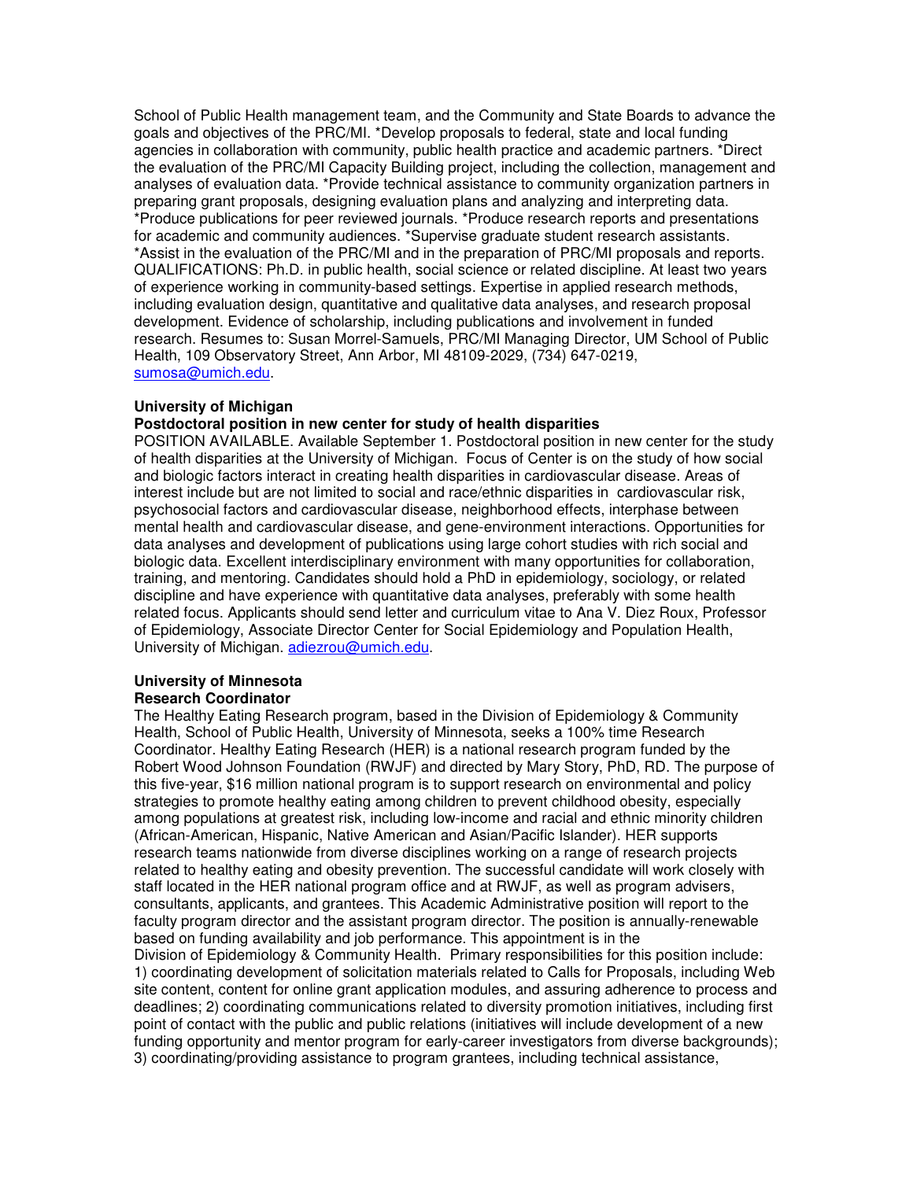School of Public Health management team, and the Community and State Boards to advance the goals and objectives of the PRC/MI. *Develop proposals to federal, state and local funding agencies in collaboration with community, public health practice and academic partners. *Direct the evaluation of the PRC/MI Capacity Building project, including the collection, management and analyses of evaluation data. *Provide technical assistance to community organization partners in preparing grant proposals, designing evaluation plans and analyzing and interpreting data. *Produce publications for peer reviewed journals. *Produce research reports and presentations for academic and community audiences. *Supervise graduate student research assistants. *Assist in the evaluation of the PRC/MI and in the preparation of PRC/MI proposals and reports. QUALIFICATIONS: Ph.D. in public health, social science or related discipline. At least two years of experience working in community-based settings. Expertise in applied research methods, including evaluation design, quantitative and qualitative data analyses, and research proposal development. Evidence of scholarship, including publications and involvement in funded research. Resumes to: Susan Morrel-Samuels, PRC/MI Managing Director, UM School of Public Health, 109 Observatory Street, Ann Arbor, MI 48109-2029, (734) 647-0219, sumosa@umich.edu.

**University of Michigan**
**Postdoctoral position in new center for study of health disparities**

POSITION AVAILABLE. Available September 1. Postdoctoral position in new center for the study of health disparities at the University of Michigan. Focus of Center is on the study of how social and biologic factors interact in creating health disparities in cardiovascular disease. Areas of interest include but are not limited to social and race/ethnic disparities in cardiovascular risk, psychosocial factors and cardiovascular disease, neighborhood effects, interphase between mental health and cardiovascular disease, and gene-environment interactions. Opportunities for data analyses and development of publications using large cohort studies with rich social and biologic data. Excellent interdisciplinary environment with many opportunities for collaboration, training, and mentoring. Candidates should hold a PhD in epidemiology, sociology, or related discipline and have experience with quantitative data analyses, preferably with some health related focus. Applicants should send letter and curriculum vitae to Ana V. Diez Roux, Professor of Epidemiology, Associate Director Center for Social Epidemiology and Population Health, University of Michigan. adiezrou@umich.edu.

**University of Minnesota**
**Research Coordinator**

The Healthy Eating Research program, based in the Division of Epidemiology & Community Health, School of Public Health, University of Minnesota, seeks a 100% time Research Coordinator. Healthy Eating Research (HER) is a national research program funded by the Robert Wood Johnson Foundation (RWJF) and directed by Mary Story, PhD, RD. The purpose of this five-year, $16 million national program is to support research on environmental and policy strategies to promote healthy eating among children to prevent childhood obesity, especially among populations at greatest risk, including low-income and racial and ethnic minority children (African-American, Hispanic, Native American and Asian/Pacific Islander). HER supports research teams nationwide from diverse disciplines working on a range of research projects related to healthy eating and obesity prevention. The successful candidate will work closely with staff located in the HER national program office and at RWJF, as well as program advisers, consultants, applicants, and grantees. This Academic Administrative position will report to the faculty program director and the assistant program director. The position is annually-renewable based on funding availability and job performance. This appointment is in the Division of Epidemiology & Community Health. Primary responsibilities for this position include: 1) coordinating development of solicitation materials related to Calls for Proposals, including Web site content, content for online grant application modules, and assuring adherence to process and deadlines; 2) coordinating communications related to diversity promotion initiatives, including first point of contact with the public and public relations (initiatives will include development of a new funding opportunity and mentor program for early-career investigators from diverse backgrounds); 3) coordinating/providing assistance to program grantees, including technical assistance,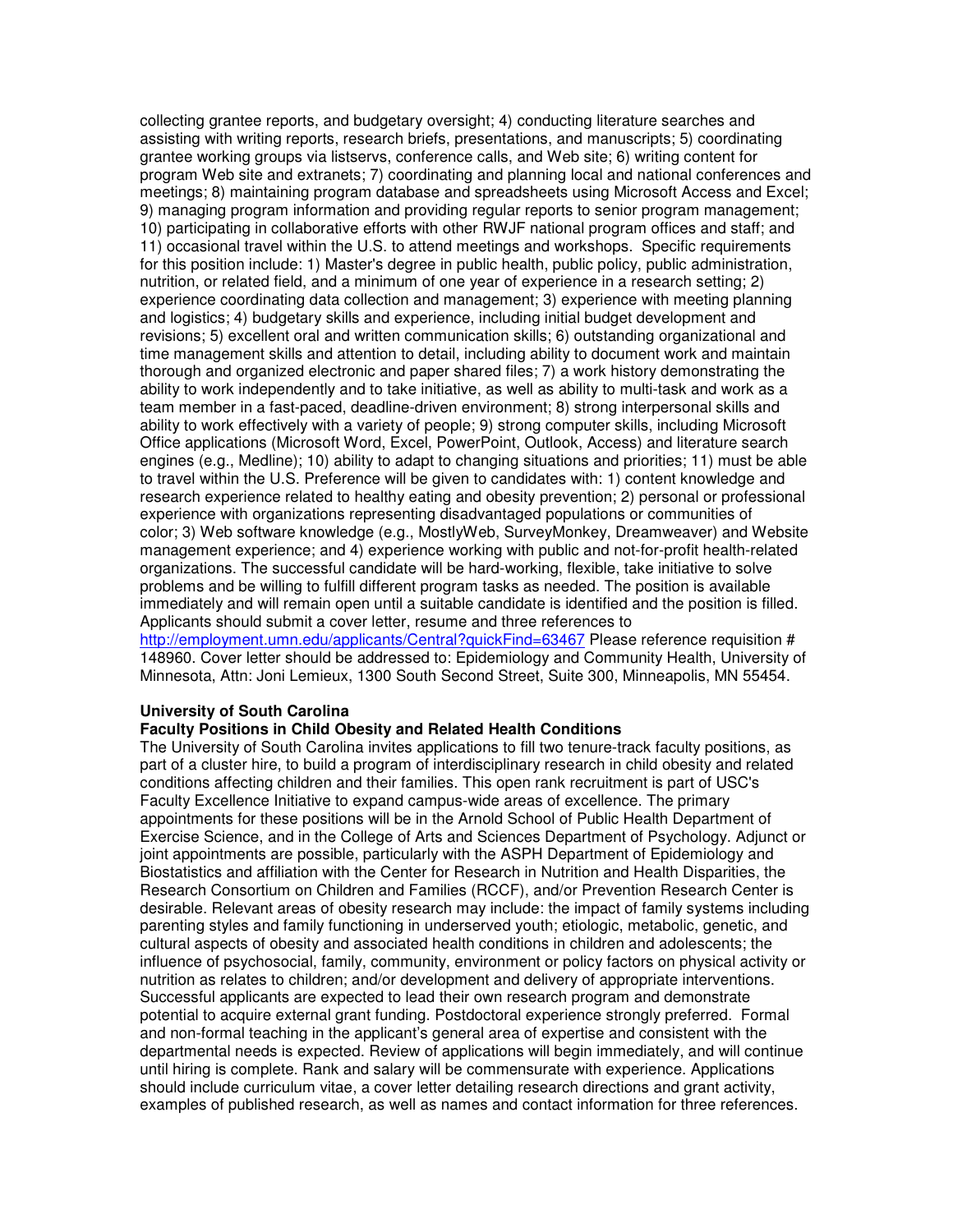collecting grantee reports, and budgetary oversight; 4) conducting literature searches and assisting with writing reports, research briefs, presentations, and manuscripts; 5) coordinating grantee working groups via listservs, conference calls, and Web site; 6) writing content for program Web site and extranets; 7) coordinating and planning local and national conferences and meetings; 8) maintaining program database and spreadsheets using Microsoft Access and Excel; 9) managing program information and providing regular reports to senior program management; 10) participating in collaborative efforts with other RWJF national program offices and staff; and 11) occasional travel within the U.S. to attend meetings and workshops. Specific requirements for this position include: 1) Master's degree in public health, public policy, public administration, nutrition, or related field, and a minimum of one year of experience in a research setting; 2) experience coordinating data collection and management; 3) experience with meeting planning and logistics; 4) budgetary skills and experience, including initial budget development and revisions; 5) excellent oral and written communication skills; 6) outstanding organizational and time management skills and attention to detail, including ability to document work and maintain thorough and organized electronic and paper shared files; 7) a work history demonstrating the ability to work independently and to take initiative, as well as ability to multi-task and work as a team member in a fast-paced, deadline-driven environment; 8) strong interpersonal skills and ability to work effectively with a variety of people; 9) strong computer skills, including Microsoft Office applications (Microsoft Word, Excel, PowerPoint, Outlook, Access) and literature search engines (e.g., Medline); 10) ability to adapt to changing situations and priorities; 11) must be able to travel within the U.S. Preference will be given to candidates with: 1) content knowledge and research experience related to healthy eating and obesity prevention; 2) personal or professional experience with organizations representing disadvantaged populations or communities of color; 3) Web software knowledge (e.g., MostlyWeb, SurveyMonkey, Dreamweaver) and Website management experience; and 4) experience working with public and not-for-profit health-related organizations. The successful candidate will be hard-working, flexible, take initiative to solve problems and be willing to fulfill different program tasks as needed. The position is available immediately and will remain open until a suitable candidate is identified and the position is filled. Applicants should submit a cover letter, resume and three references to http://employment.umn.edu/applicants/Central?quickFind=63467 Please reference requisition # 148960. Cover letter should be addressed to: Epidemiology and Community Health, University of Minnesota, Attn: Joni Lemieux, 1300 South Second Street, Suite 300, Minneapolis, MN 55454.

**University of South Carolina**
**Faculty Positions in Child Obesity and Related Health Conditions**

The University of South Carolina invites applications to fill two tenure-track faculty positions, as part of a cluster hire, to build a program of interdisciplinary research in child obesity and related conditions affecting children and their families. This open rank recruitment is part of USC's Faculty Excellence Initiative to expand campus-wide areas of excellence. The primary appointments for these positions will be in the Arnold School of Public Health Department of Exercise Science, and in the College of Arts and Sciences Department of Psychology. Adjunct or joint appointments are possible, particularly with the ASPH Department of Epidemiology and Biostatistics and affiliation with the Center for Research in Nutrition and Health Disparities, the Research Consortium on Children and Families (RCCF), and/or Prevention Research Center is desirable. Relevant areas of obesity research may include: the impact of family systems including parenting styles and family functioning in underserved youth; etiologic, metabolic, genetic, and cultural aspects of obesity and associated health conditions in children and adolescents; the influence of psychosocial, family, community, environment or policy factors on physical activity or nutrition as relates to children; and/or development and delivery of appropriate interventions. Successful applicants are expected to lead their own research program and demonstrate potential to acquire external grant funding. Postdoctoral experience strongly preferred. Formal and non-formal teaching in the applicant's general area of expertise and consistent with the departmental needs is expected. Review of applications will begin immediately, and will continue until hiring is complete. Rank and salary will be commensurate with experience. Applications should include curriculum vitae, a cover letter detailing research directions and grant activity, examples of published research, as well as names and contact information for three references.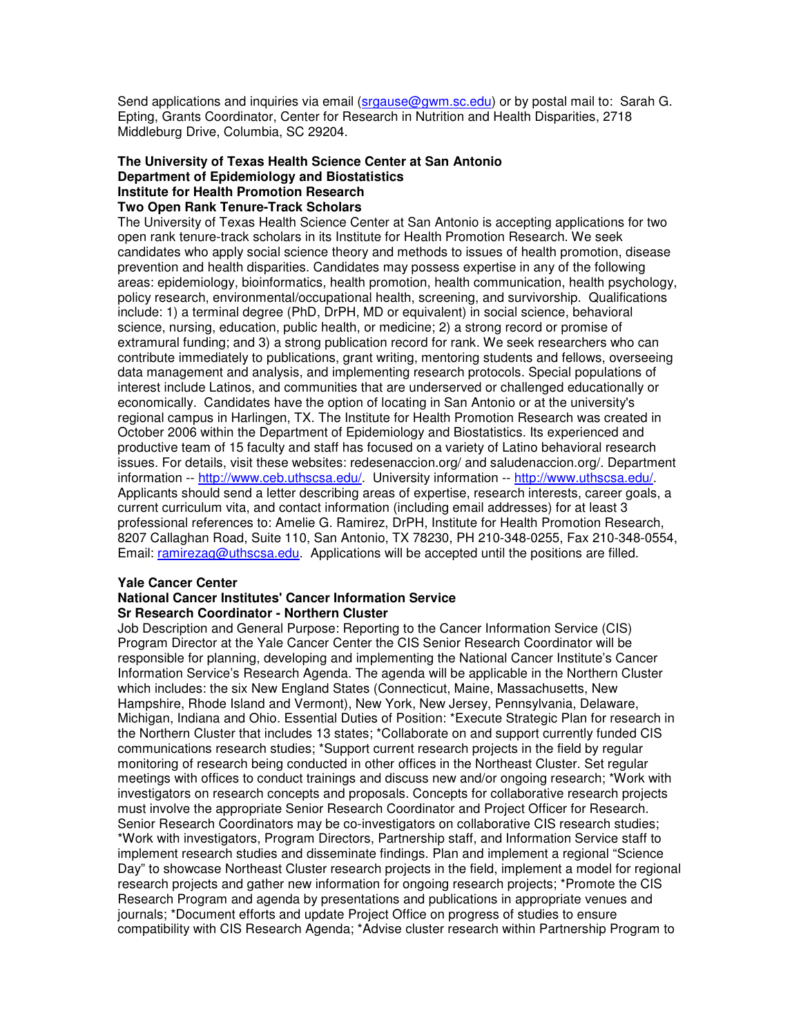Send applications and inquiries via email (srgause@gwm.sc.edu) or by postal mail to: Sarah G. Epting, Grants Coordinator, Center for Research in Nutrition and Health Disparities, 2718 Middleburg Drive, Columbia, SC 29204.

**The University of Texas Health Science Center at San Antonio**
**Department of Epidemiology and Biostatistics**
**Institute for Health Promotion Research**
**Two Open Rank Tenure-Track Scholars**

The University of Texas Health Science Center at San Antonio is accepting applications for two open rank tenure-track scholars in its Institute for Health Promotion Research. We seek candidates who apply social science theory and methods to issues of health promotion, disease prevention and health disparities. Candidates may possess expertise in any of the following areas: epidemiology, bioinformatics, health promotion, health communication, health psychology, policy research, environmental/occupational health, screening, and survivorship. Qualifications include: 1) a terminal degree (PhD, DrPH, MD or equivalent) in social science, behavioral science, nursing, education, public health, or medicine; 2) a strong record or promise of extramural funding; and 3) a strong publication record for rank. We seek researchers who can contribute immediately to publications, grant writing, mentoring students and fellows, overseeing data management and analysis, and implementing research protocols. Special populations of interest include Latinos, and communities that are underserved or challenged educationally or economically. Candidates have the option of locating in San Antonio or at the university's regional campus in Harlingen, TX. The Institute for Health Promotion Research was created in October 2006 within the Department of Epidemiology and Biostatistics. Its experienced and productive team of 15 faculty and staff has focused on a variety of Latino behavioral research issues. For details, visit these websites: redesenaccion.org/ and saludenaccion.org/. Department information -- http://www.ceb.uthscsa.edu/. University information -- http://www.uthscsa.edu/. Applicants should send a letter describing areas of expertise, research interests, career goals, a current curriculum vita, and contact information (including email addresses) for at least 3 professional references to: Amelie G. Ramirez, DrPH, Institute for Health Promotion Research, 8207 Callaghan Road, Suite 110, San Antonio, TX 78230, PH 210-348-0255, Fax 210-348-0554, Email: ramirezag@uthscsa.edu. Applications will be accepted until the positions are filled.

**Yale Cancer Center**
**National Cancer Institutes' Cancer Information Service**
**Sr Research Coordinator - Northern Cluster**

Job Description and General Purpose: Reporting to the Cancer Information Service (CIS) Program Director at the Yale Cancer Center the CIS Senior Research Coordinator will be responsible for planning, developing and implementing the National Cancer Institute's Cancer Information Service's Research Agenda. The agenda will be applicable in the Northern Cluster which includes: the six New England States (Connecticut, Maine, Massachusetts, New Hampshire, Rhode Island and Vermont), New York, New Jersey, Pennsylvania, Delaware, Michigan, Indiana and Ohio. Essential Duties of Position: *Execute Strategic Plan for research in the Northern Cluster that includes 13 states; *Collaborate on and support currently funded CIS communications research studies; *Support current research projects in the field by regular monitoring of research being conducted in other offices in the Northeast Cluster. Set regular meetings with offices to conduct trainings and discuss new and/or ongoing research; *Work with investigators on research concepts and proposals. Concepts for collaborative research projects must involve the appropriate Senior Research Coordinator and Project Officer for Research. Senior Research Coordinators may be co-investigators on collaborative CIS research studies; *Work with investigators, Program Directors, Partnership staff, and Information Service staff to implement research studies and disseminate findings. Plan and implement a regional "Science Day" to showcase Northeast Cluster research projects in the field, implement a model for regional research projects and gather new information for ongoing research projects; *Promote the CIS Research Program and agenda by presentations and publications in appropriate venues and journals; *Document efforts and update Project Office on progress of studies to ensure compatibility with CIS Research Agenda; *Advise cluster research within Partnership Program to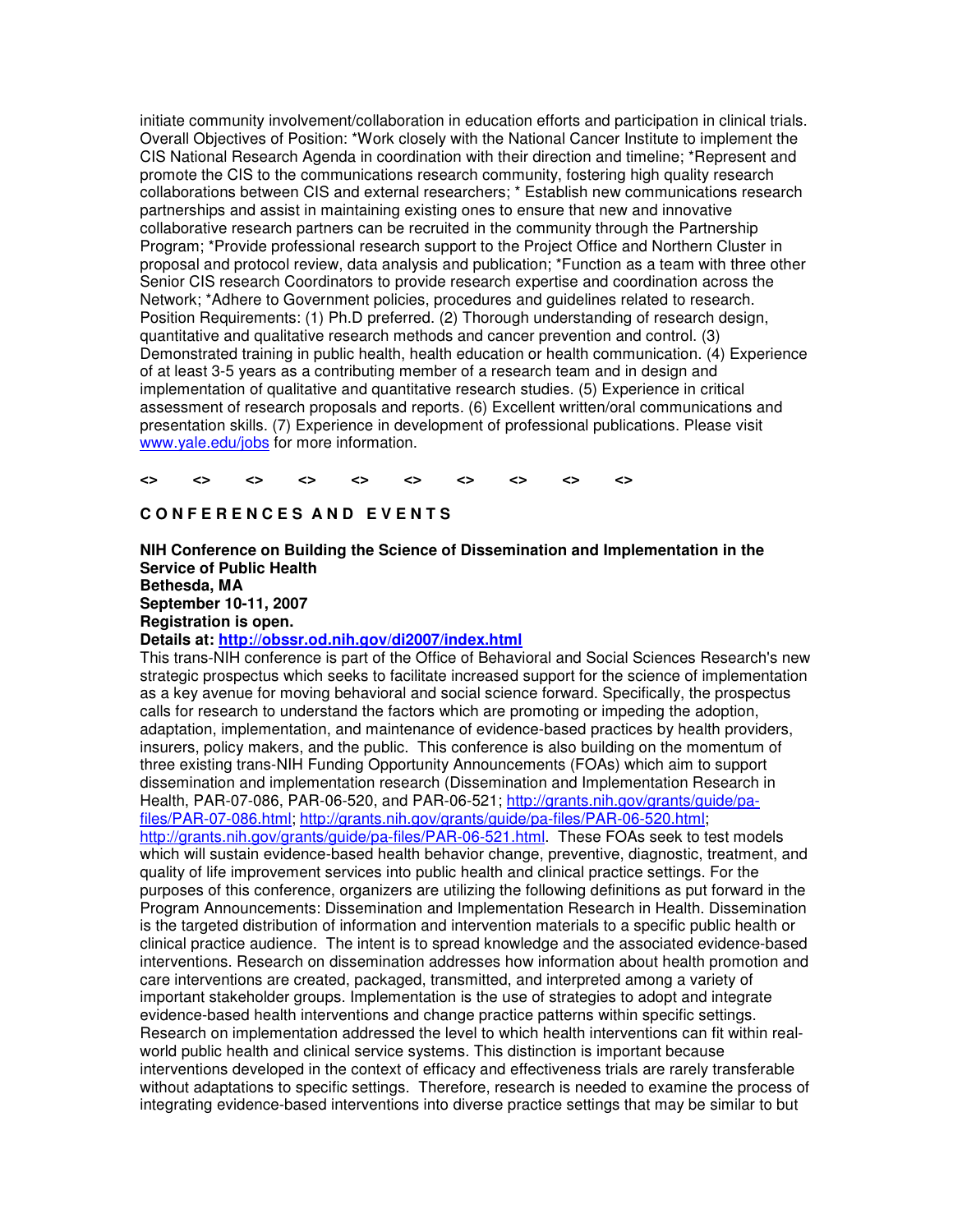initiate community involvement/collaboration in education efforts and participation in clinical trials. Overall Objectives of Position: *Work closely with the National Cancer Institute to implement the CIS National Research Agenda in coordination with their direction and timeline; *Represent and promote the CIS to the communications research community, fostering high quality research collaborations between CIS and external researchers; * Establish new communications research partnerships and assist in maintaining existing ones to ensure that new and innovative collaborative research partners can be recruited in the community through the Partnership Program; *Provide professional research support to the Project Office and Northern Cluster in proposal and protocol review, data analysis and publication; *Function as a team with three other Senior CIS research Coordinators to provide research expertise and coordination across the Network; *Adhere to Government policies, procedures and guidelines related to research. Position Requirements: (1) Ph.D preferred. (2) Thorough understanding of research design, quantitative and qualitative research methods and cancer prevention and control. (3) Demonstrated training in public health, health education or health communication. (4) Experience of at least 3-5 years as a contributing member of a research team and in design and implementation of qualitative and quantitative research studies. (5) Experience in critical assessment of research proposals and reports. (6) Excellent written/oral communications and presentation skills. (7) Experience in development of professional publications. Please visit www.yale.edu/jobs for more information.

**<> <> <> <> <> <> <> <> <> <>**

## C O N F E R E N C E S A N D E V E N T S

**NIH Conference on Building the Science of Dissemination and Implementation in the Service of Public Health**
**Bethesda, MA**
**September 10-11, 2007**
**Registration is open.**
**Details at: http://obssr.od.nih.gov/di2007/index.html**

This trans-NIH conference is part of the Office of Behavioral and Social Sciences Research's new strategic prospectus which seeks to facilitate increased support for the science of implementation as a key avenue for moving behavioral and social science forward. Specifically, the prospectus calls for research to understand the factors which are promoting or impeding the adoption, adaptation, implementation, and maintenance of evidence-based practices by health providers, insurers, policy makers, and the public. This conference is also building on the momentum of three existing trans-NIH Funding Opportunity Announcements (FOAs) which aim to support dissemination and implementation research (Dissemination and Implementation Research in Health, PAR-07-086, PAR-06-520, and PAR-06-521; http://grants.nih.gov/grants/guide/pa-files/PAR-07-086.html; http://grants.nih.gov/grants/guide/pa-files/PAR-06-520.html; http://grants.nih.gov/grants/guide/pa-files/PAR-06-521.html. These FOAs seek to test models which will sustain evidence-based health behavior change, preventive, diagnostic, treatment, and quality of life improvement services into public health and clinical practice settings. For the purposes of this conference, organizers are utilizing the following definitions as put forward in the Program Announcements: Dissemination and Implementation Research in Health. Dissemination is the targeted distribution of information and intervention materials to a specific public health or clinical practice audience. The intent is to spread knowledge and the associated evidence-based interventions. Research on dissemination addresses how information about health promotion and care interventions are created, packaged, transmitted, and interpreted among a variety of important stakeholder groups. Implementation is the use of strategies to adopt and integrate evidence-based health interventions and change practice patterns within specific settings. Research on implementation addressed the level to which health interventions can fit within real-world public health and clinical service systems. This distinction is important because interventions developed in the context of efficacy and effectiveness trials are rarely transferable without adaptations to specific settings. Therefore, research is needed to examine the process of integrating evidence-based interventions into diverse practice settings that may be similar to but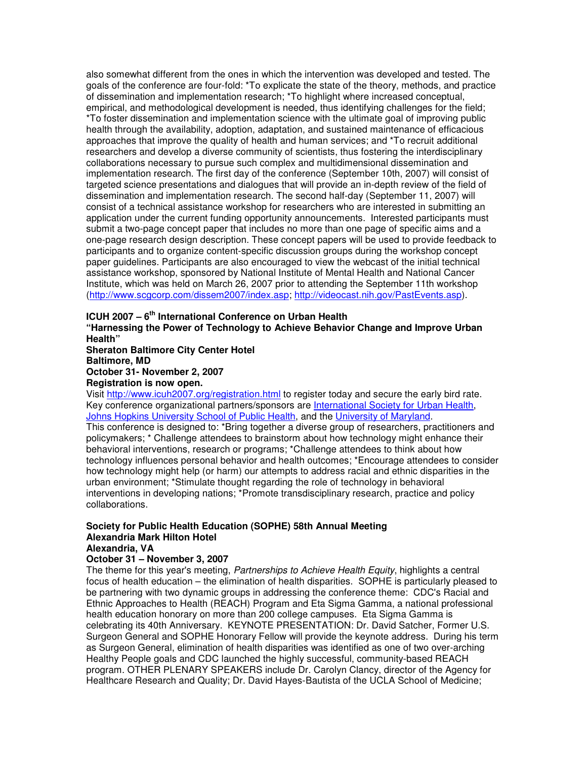also somewhat different from the ones in which the intervention was developed and tested. The goals of the conference are four-fold: *To explicate the state of the theory, methods, and practice of dissemination and implementation research; *To highlight where increased conceptual, empirical, and methodological development is needed, thus identifying challenges for the field; *To foster dissemination and implementation science with the ultimate goal of improving public health through the availability, adoption, adaptation, and sustained maintenance of efficacious approaches that improve the quality of health and human services; and *To recruit additional researchers and develop a diverse community of scientists, thus fostering the interdisciplinary collaborations necessary to pursue such complex and multidimensional dissemination and implementation research. The first day of the conference (September 10th, 2007) will consist of targeted science presentations and dialogues that will provide an in-depth review of the field of dissemination and implementation research. The second half-day (September 11, 2007) will consist of a technical assistance workshop for researchers who are interested in submitting an application under the current funding opportunity announcements. Interested participants must submit a two-page concept paper that includes no more than one page of specific aims and a one-page research design description. These concept papers will be used to provide feedback to participants and to organize content-specific discussion groups during the workshop concept paper guidelines. Participants are also encouraged to view the webcast of the initial technical assistance workshop, sponsored by National Institute of Mental Health and National Cancer Institute, which was held on March 26, 2007 prior to attending the September 11th workshop (http://www.scgcorp.com/dissem2007/index.asp; http://videocast.nih.gov/PastEvents.asp).

**ICUH 2007 – 6th International Conference on Urban Health**
**"Harnessing the Power of Technology to Achieve Behavior Change and Improve Urban Health"**
**Sheraton Baltimore City Center Hotel**
**Baltimore, MD**
**October 31- November 2, 2007**
**Registration is now open.**

Visit http://www.icuh2007.org/registration.html to register today and secure the early bird rate. Key conference organizational partners/sponsors are International Society for Urban Health, Johns Hopkins University School of Public Health, and the University of Maryland.
This conference is designed to: *Bring together a diverse group of researchers, practitioners and policymakers; * Challenge attendees to brainstorm about how technology might enhance their behavioral interventions, research or programs; *Challenge attendees to think about how technology influences personal behavior and health outcomes; *Encourage attendees to consider how technology might help (or harm) our attempts to address racial and ethnic disparities in the urban environment; *Stimulate thought regarding the role of technology in behavioral interventions in developing nations; *Promote transdisciplinary research, practice and policy collaborations.

**Society for Public Health Education (SOPHE) 58th Annual Meeting**
**Alexandria Mark Hilton Hotel**
**Alexandria, VA**
**October 31 – November 3, 2007**

The theme for this year's meeting, *Partnerships to Achieve Health Equity*, highlights a central focus of health education – the elimination of health disparities. SOPHE is particularly pleased to be partnering with two dynamic groups in addressing the conference theme: CDC's Racial and Ethnic Approaches to Health (REACH) Program and Eta Sigma Gamma, a national professional health education honorary on more than 200 college campuses. Eta Sigma Gamma is celebrating its 40th Anniversary. KEYNOTE PRESENTATION: Dr. David Satcher, Former U.S. Surgeon General and SOPHE Honorary Fellow will provide the keynote address. During his term as Surgeon General, elimination of health disparities was identified as one of two over-arching Healthy People goals and CDC launched the highly successful, community-based REACH program. OTHER PLENARY SPEAKERS include Dr. Carolyn Clancy, director of the Agency for Healthcare Research and Quality; Dr. David Hayes-Bautista of the UCLA School of Medicine;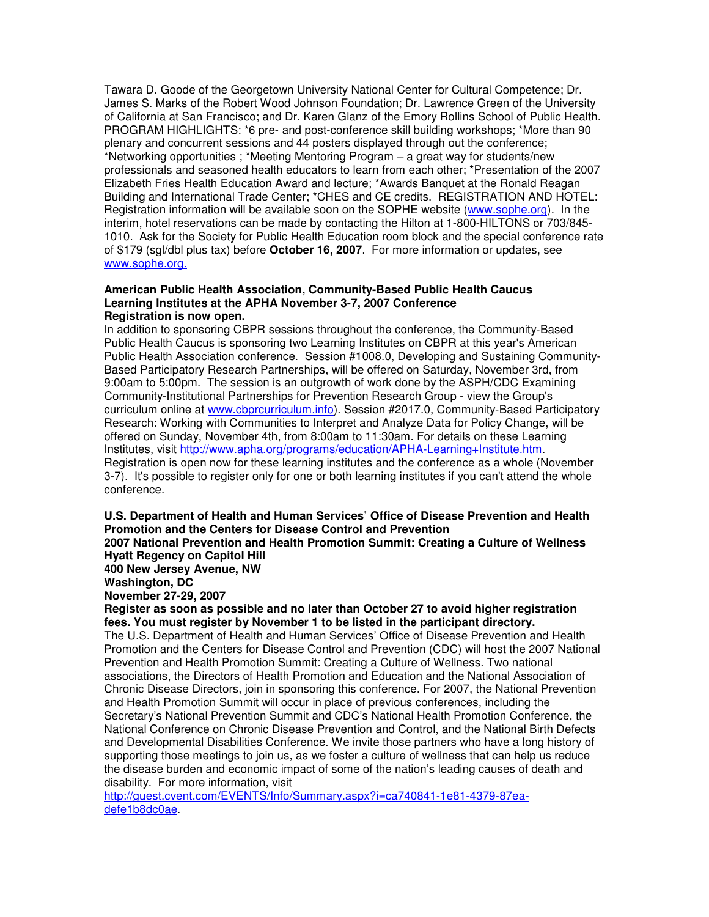Tawara D. Goode of the Georgetown University National Center for Cultural Competence; Dr. James S. Marks of the Robert Wood Johnson Foundation; Dr. Lawrence Green of the University of California at San Francisco; and Dr. Karen Glanz of the Emory Rollins School of Public Health. PROGRAM HIGHLIGHTS: *6 pre- and post-conference skill building workshops; *More than 90 plenary and concurrent sessions and 44 posters displayed through out the conference; *Networking opportunities ; *Meeting Mentoring Program – a great way for students/new professionals and seasoned health educators to learn from each other; *Presentation of the 2007 Elizabeth Fries Health Education Award and lecture; *Awards Banquet at the Ronald Reagan Building and International Trade Center; *CHES and CE credits. REGISTRATION AND HOTEL: Registration information will be available soon on the SOPHE website (www.sophe.org). In the interim, hotel reservations can be made by contacting the Hilton at 1-800-HILTONS or 703/845-1010. Ask for the Society for Public Health Education room block and the special conference rate of $179 (sgl/dbl plus tax) before **October 16, 2007**. For more information or updates, see www.sophe.org.

**American Public Health Association, Community-Based Public Health Caucus**
**Learning Institutes at the APHA November 3-7, 2007 Conference**
**Registration is now open.**

In addition to sponsoring CBPR sessions throughout the conference, the Community-Based Public Health Caucus is sponsoring two Learning Institutes on CBPR at this year's American Public Health Association conference. Session #1008.0, Developing and Sustaining Community-Based Participatory Research Partnerships, will be offered on Saturday, November 3rd, from 9:00am to 5:00pm. The session is an outgrowth of work done by the ASPH/CDC Examining Community-Institutional Partnerships for Prevention Research Group - view the Group's curriculum online at www.cbprcurriculum.info). Session #2017.0, Community-Based Participatory Research: Working with Communities to Interpret and Analyze Data for Policy Change, will be offered on Sunday, November 4th, from 8:00am to 11:30am. For details on these Learning Institutes, visit http://www.apha.org/programs/education/APHA-Learning+Institute.htm. Registration is open now for these learning institutes and the conference as a whole (November 3-7). It's possible to register only for one or both learning institutes if you can't attend the whole conference.

**U.S. Department of Health and Human Services' Office of Disease Prevention and Health Promotion and the Centers for Disease Control and Prevention**
**2007 National Prevention and Health Promotion Summit: Creating a Culture of Wellness**
**Hyatt Regency on Capitol Hill**
**400 New Jersey Avenue, NW**
**Washington, DC**
**November 27-29, 2007**
**Register as soon as possible and no later than October 27 to avoid higher registration fees. You must register by November 1 to be listed in the participant directory.**

The U.S. Department of Health and Human Services' Office of Disease Prevention and Health Promotion and the Centers for Disease Control and Prevention (CDC) will host the 2007 National Prevention and Health Promotion Summit: Creating a Culture of Wellness. Two national associations, the Directors of Health Promotion and Education and the National Association of Chronic Disease Directors, join in sponsoring this conference. For 2007, the National Prevention and Health Promotion Summit will occur in place of previous conferences, including the Secretary's National Prevention Summit and CDC's National Health Promotion Conference, the National Conference on Chronic Disease Prevention and Control, and the National Birth Defects and Developmental Disabilities Conference. We invite those partners who have a long history of supporting those meetings to join us, as we foster a culture of wellness that can help us reduce the disease burden and economic impact of some of the nation's leading causes of death and disability. For more information, visit http://guest.cvent.com/EVENTS/Info/Summary.aspx?i=ca740841-1e81-4379-87ea-defe1b8dc0ae.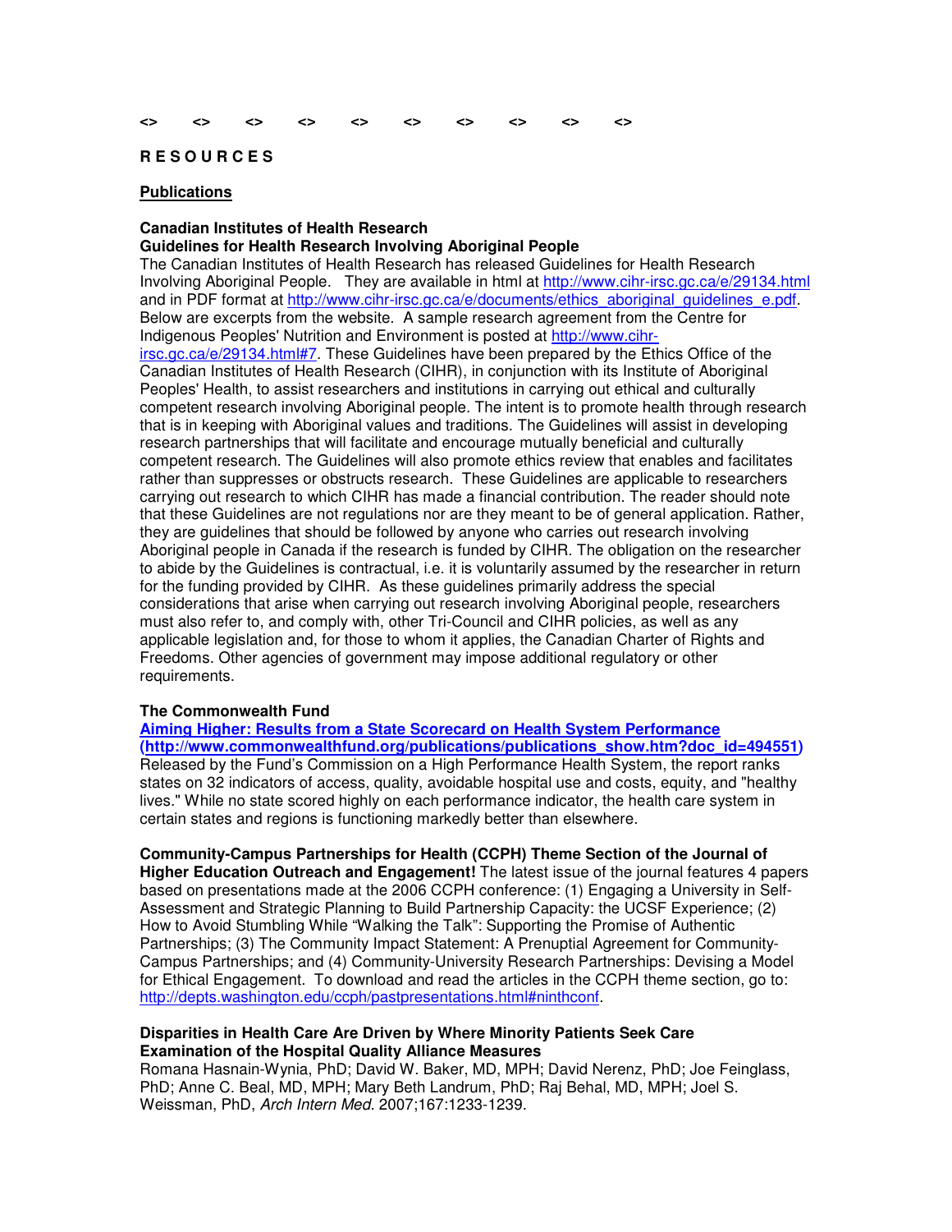<>  <>  <>  <>  <>  <>  <>  <>  <>  <>

## R E S O U R C E S

### Publications

**Canadian Institutes of Health Research**
**Guidelines for Health Research Involving Aboriginal People**

The Canadian Institutes of Health Research has released Guidelines for Health Research Involving Aboriginal People. They are available in html at http://www.cihr-irsc.gc.ca/e/29134.html and in PDF format at http://www.cihr-irsc.gc.ca/e/documents/ethics_aboriginal_guidelines_e.pdf. Below are excerpts from the website. A sample research agreement from the Centre for Indigenous Peoples' Nutrition and Environment is posted at http://www.cihr-irsc.gc.ca/e/29134.html#7. These Guidelines have been prepared by the Ethics Office of the Canadian Institutes of Health Research (CIHR), in conjunction with its Institute of Aboriginal Peoples' Health, to assist researchers and institutions in carrying out ethical and culturally competent research involving Aboriginal people. The intent is to promote health through research that is in keeping with Aboriginal values and traditions. The Guidelines will assist in developing research partnerships that will facilitate and encourage mutually beneficial and culturally competent research. The Guidelines will also promote ethics review that enables and facilitates rather than suppresses or obstructs research. These Guidelines are applicable to researchers carrying out research to which CIHR has made a financial contribution. The reader should note that these Guidelines are not regulations nor are they meant to be of general application. Rather, they are guidelines that should be followed by anyone who carries out research involving Aboriginal people in Canada if the research is funded by CIHR. The obligation on the researcher to abide by the Guidelines is contractual, i.e. it is voluntarily assumed by the researcher in return for the funding provided by CIHR. As these guidelines primarily address the special considerations that arise when carrying out research involving Aboriginal people, researchers must also refer to, and comply with, other Tri-Council and CIHR policies, as well as any applicable legislation and, for those to whom it applies, the Canadian Charter of Rights and Freedoms. Other agencies of government may impose additional regulatory or other requirements.

**The Commonwealth Fund**
**Aiming Higher: Results from a State Scorecard on Health System Performance (http://www.commonwealthfund.org/publications/publications_show.htm?doc_id=494551)**
Released by the Fund's Commission on a High Performance Health System, the report ranks states on 32 indicators of access, quality, avoidable hospital use and costs, equity, and "healthy lives." While no state scored highly on each performance indicator, the health care system in certain states and regions is functioning markedly better than elsewhere.

**Community-Campus Partnerships for Health (CCPH) Theme Section of the Journal of Higher Education Outreach and Engagement!** The latest issue of the journal features 4 papers based on presentations made at the 2006 CCPH conference: (1) Engaging a University in Self-Assessment and Strategic Planning to Build Partnership Capacity: the UCSF Experience; (2) How to Avoid Stumbling While "Walking the Talk": Supporting the Promise of Authentic Partnerships; (3) The Community Impact Statement: A Prenuptial Agreement for Community-Campus Partnerships; and (4) Community-University Research Partnerships: Devising a Model for Ethical Engagement. To download and read the articles in the CCPH theme section, go to: http://depts.washington.edu/ccph/pastpresentations.html#ninthconf.

**Disparities in Health Care Are Driven by Where Minority Patients Seek Care**
**Examination of the Hospital Quality Alliance Measures**
Romana Hasnain-Wynia, PhD; David W. Baker, MD, MPH; David Nerenz, PhD; Joe Feinglass, PhD; Anne C. Beal, MD, MPH; Mary Beth Landrum, PhD; Raj Behal, MD, MPH; Joel S. Weissman, PhD, *Arch Intern Med.* 2007;167:1233-1239.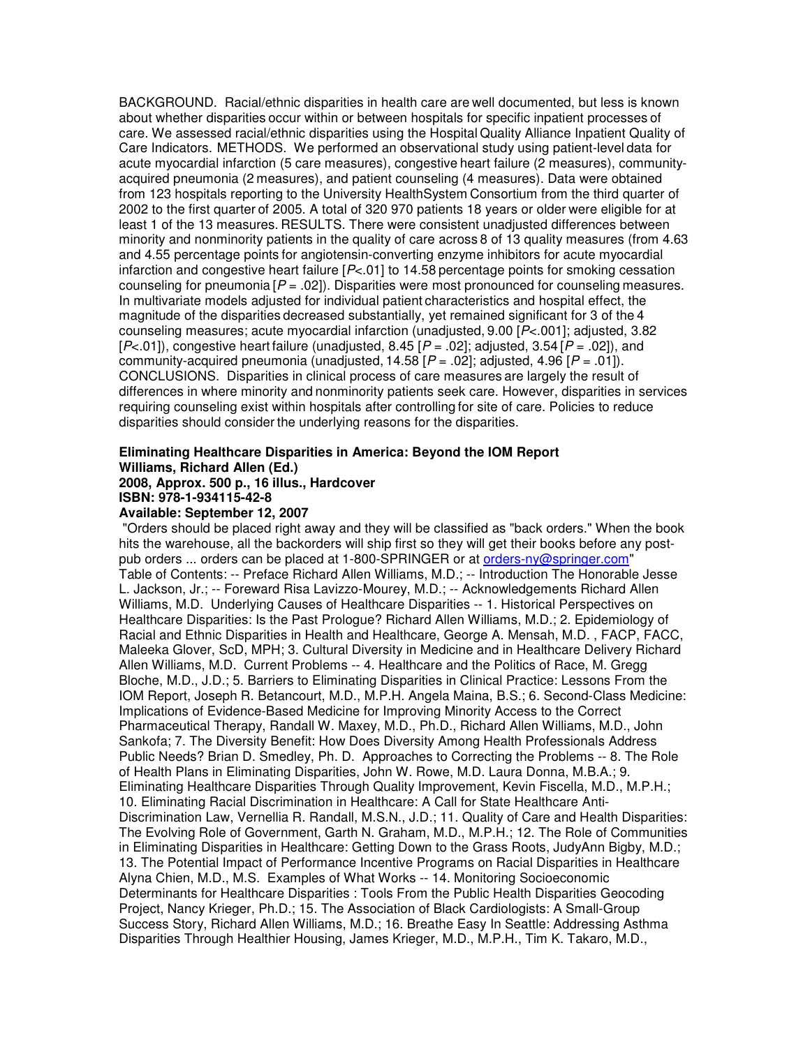BACKGROUND. Racial/ethnic disparities in health care are well documented, but less is known about whether disparities occur within or between hospitals for specific inpatient processes of care. We assessed racial/ethnic disparities using the Hospital Quality Alliance Inpatient Quality of Care Indicators. METHODS. We performed an observational study using patient-level data for acute myocardial infarction (5 care measures), congestive heart failure (2 measures), community-acquired pneumonia (2 measures), and patient counseling (4 measures). Data were obtained from 123 hospitals reporting to the University HealthSystem Consortium from the third quarter of 2002 to the first quarter of 2005. A total of 320 970 patients 18 years or older were eligible for at least 1 of the 13 measures. RESULTS. There were consistent unadjusted differences between minority and nonminority patients in the quality of care across 8 of 13 quality measures (from 4.63 and 4.55 percentage points for angiotensin-converting enzyme inhibitors for acute myocardial infarction and congestive heart failure [$P$<.01] to 14.58 percentage points for smoking cessation counseling for pneumonia [$P$ = .02]). Disparities were most pronounced for counseling measures. In multivariate models adjusted for individual patient characteristics and hospital effect, the magnitude of the disparities decreased substantially, yet remained significant for 3 of the 4 counseling measures; acute myocardial infarction (unadjusted, 9.00 [$P$<.001]; adjusted, 3.82 [$P$<.01]), congestive heart failure (unadjusted, 8.45 [$P$ = .02]; adjusted, 3.54 [$P$ = .02]), and community-acquired pneumonia (unadjusted, 14.58 [$P$ = .02]; adjusted, 4.96 [$P$ = .01]). CONCLUSIONS. Disparities in clinical process of care measures are largely the result of differences in where minority and nonminority patients seek care. However, disparities in services requiring counseling exist within hospitals after controlling for site of care. Policies to reduce disparities should consider the underlying reasons for the disparities.

**Eliminating Healthcare Disparities in America: Beyond the IOM Report**
**Williams, Richard Allen (Ed.)**
**2008, Approx. 500 p., 16 illus., Hardcover**
**ISBN: 978-1-934115-42-8**
**Available: September 12, 2007**

"Orders should be placed right away and they will be classified as "back orders." When the book hits the warehouse, all the backorders will ship first so they will get their books before any post-pub orders ... orders can be placed at 1-800-SPRINGER or at orders-ny@springer.com"
Table of Contents: -- Preface Richard Allen Williams, M.D.; -- Introduction The Honorable Jesse L. Jackson, Jr.; -- Foreward Risa Lavizzo-Mourey, M.D.; -- Acknowledgements Richard Allen Williams, M.D. Underlying Causes of Healthcare Disparities -- 1. Historical Perspectives on Healthcare Disparities: Is the Past Prologue? Richard Allen Williams, M.D.; 2. Epidemiology of Racial and Ethnic Disparities in Health and Healthcare, George A. Mensah, M.D. , FACP, FACC, Maleeka Glover, ScD, MPH; 3. Cultural Diversity in Medicine and in Healthcare Delivery Richard Allen Williams, M.D. Current Problems -- 4. Healthcare and the Politics of Race, M. Gregg Bloche, M.D., J.D.; 5. Barriers to Eliminating Disparities in Clinical Practice: Lessons From the IOM Report, Joseph R. Betancourt, M.D., M.P.H. Angela Maina, B.S.; 6. Second-Class Medicine: Implications of Evidence-Based Medicine for Improving Minority Access to the Correct Pharmaceutical Therapy, Randall W. Maxey, M.D., Ph.D., Richard Allen Williams, M.D., John Sankofa; 7. The Diversity Benefit: How Does Diversity Among Health Professionals Address Public Needs? Brian D. Smedley, Ph. D. Approaches to Correcting the Problems -- 8. The Role of Health Plans in Eliminating Disparities, John W. Rowe, M.D. Laura Donna, M.B.A.; 9. Eliminating Healthcare Disparities Through Quality Improvement, Kevin Fiscella, M.D., M.P.H.; 10. Eliminating Racial Discrimination in Healthcare: A Call for State Healthcare Anti-Discrimination Law, Vernellia R. Randall, M.S.N., J.D.; 11. Quality of Care and Health Disparities: The Evolving Role of Government, Garth N. Graham, M.D., M.P.H.; 12. The Role of Communities in Eliminating Disparities in Healthcare: Getting Down to the Grass Roots, JudyAnn Bigby, M.D.; 13. The Potential Impact of Performance Incentive Programs on Racial Disparities in Healthcare Alyna Chien, M.D., M.S. Examples of What Works -- 14. Monitoring Socioeconomic Determinants for Healthcare Disparities : Tools From the Public Health Disparities Geocoding Project, Nancy Krieger, Ph.D.; 15. The Association of Black Cardiologists: A Small-Group Success Story, Richard Allen Williams, M.D.; 16. Breathe Easy In Seattle: Addressing Asthma Disparities Through Healthier Housing, James Krieger, M.D., M.P.H., Tim K. Takaro, M.D.,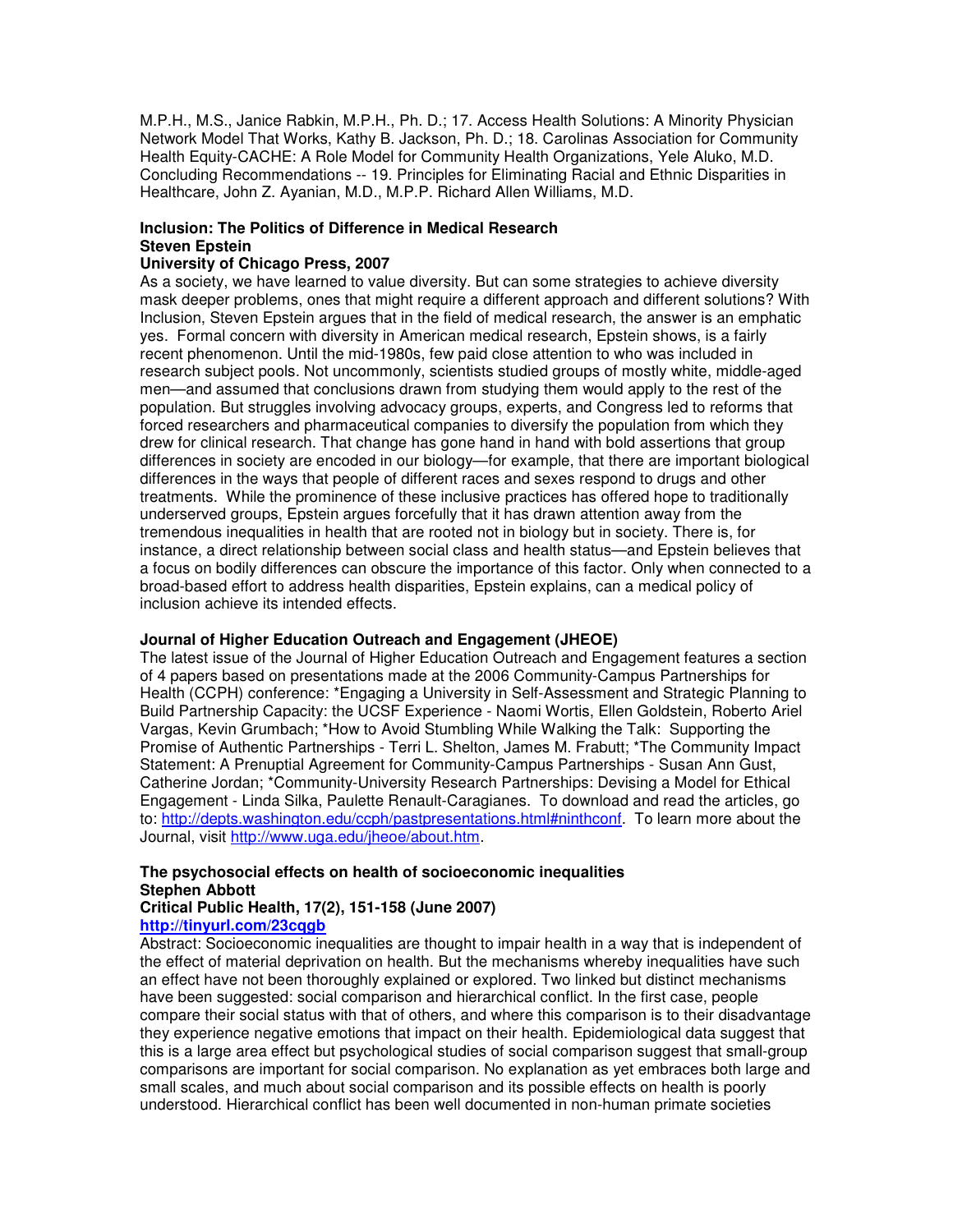M.P.H., M.S., Janice Rabkin, M.P.H., Ph. D.; 17. Access Health Solutions: A Minority Physician Network Model That Works, Kathy B. Jackson, Ph. D.; 18. Carolinas Association for Community Health Equity-CACHE: A Role Model for Community Health Organizations, Yele Aluko, M.D. Concluding Recommendations -- 19. Principles for Eliminating Racial and Ethnic Disparities in Healthcare, John Z. Ayanian, M.D., M.P.P. Richard Allen Williams, M.D.

**Inclusion: The Politics of Difference in Medical Research**
**Steven Epstein**
**University of Chicago Press, 2007**

As a society, we have learned to value diversity. But can some strategies to achieve diversity mask deeper problems, ones that might require a different approach and different solutions? With Inclusion, Steven Epstein argues that in the field of medical research, the answer is an emphatic yes. Formal concern with diversity in American medical research, Epstein shows, is a fairly recent phenomenon. Until the mid-1980s, few paid close attention to who was included in research subject pools. Not uncommonly, scientists studied groups of mostly white, middle-aged men—and assumed that conclusions drawn from studying them would apply to the rest of the population. But struggles involving advocacy groups, experts, and Congress led to reforms that forced researchers and pharmaceutical companies to diversify the population from which they drew for clinical research. That change has gone hand in hand with bold assertions that group differences in society are encoded in our biology—for example, that there are important biological differences in the ways that people of different races and sexes respond to drugs and other treatments. While the prominence of these inclusive practices has offered hope to traditionally underserved groups, Epstein argues forcefully that it has drawn attention away from the tremendous inequalities in health that are rooted not in biology but in society. There is, for instance, a direct relationship between social class and health status—and Epstein believes that a focus on bodily differences can obscure the importance of this factor. Only when connected to a broad-based effort to address health disparities, Epstein explains, can a medical policy of inclusion achieve its intended effects.

**Journal of Higher Education Outreach and Engagement (JHEOE)**

The latest issue of the Journal of Higher Education Outreach and Engagement features a section of 4 papers based on presentations made at the 2006 Community-Campus Partnerships for Health (CCPH) conference: *Engaging a University in Self-Assessment and Strategic Planning to Build Partnership Capacity: the UCSF Experience - Naomi Wortis, Ellen Goldstein, Roberto Ariel Vargas, Kevin Grumbach; *How to Avoid Stumbling While Walking the Talk: Supporting the Promise of Authentic Partnerships - Terri L. Shelton, James M. Frabutt; *The Community Impact Statement: A Prenuptial Agreement for Community-Campus Partnerships - Susan Ann Gust, Catherine Jordan; *Community-University Research Partnerships: Devising a Model for Ethical Engagement - Linda Silka, Paulette Renault-Caragianes. To download and read the articles, go to: http://depts.washington.edu/ccph/pastpresentations.html#ninthconf. To learn more about the Journal, visit http://www.uga.edu/jheoe/about.htm.

**The psychosocial effects on health of socioeconomic inequalities**
**Stephen Abbott**
**Critical Public Health, 17(2), 151-158 (June 2007)**
**http://tinyurl.com/23cqgb**

Abstract: Socioeconomic inequalities are thought to impair health in a way that is independent of the effect of material deprivation on health. But the mechanisms whereby inequalities have such an effect have not been thoroughly explained or explored. Two linked but distinct mechanisms have been suggested: social comparison and hierarchical conflict. In the first case, people compare their social status with that of others, and where this comparison is to their disadvantage they experience negative emotions that impact on their health. Epidemiological data suggest that this is a large area effect but psychological studies of social comparison suggest that small-group comparisons are important for social comparison. No explanation as yet embraces both large and small scales, and much about social comparison and its possible effects on health is poorly understood. Hierarchical conflict has been well documented in non-human primate societies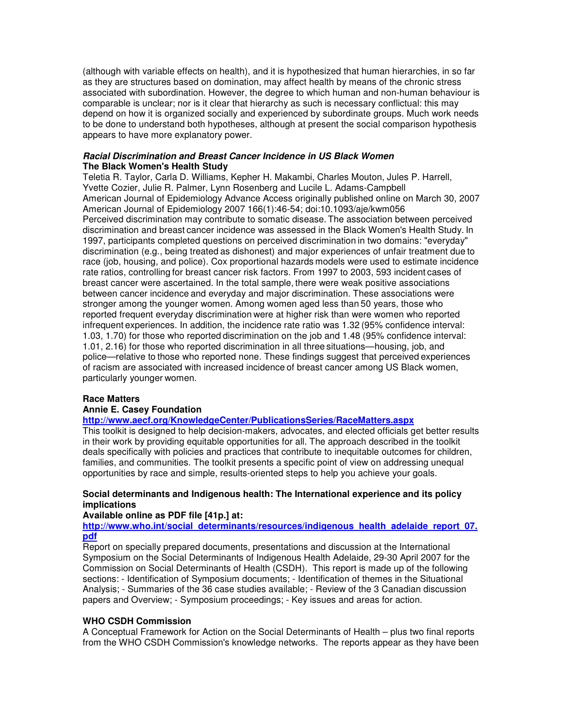(although with variable effects on health), and it is hypothesized that human hierarchies, in so far as they are structures based on domination, may affect health by means of the chronic stress associated with subordination. However, the degree to which human and non-human behaviour is comparable is unclear; nor is it clear that hierarchy as such is necessary conflictual: this may depend on how it is organized socially and experienced by subordinate groups. Much work needs to be done to understand both hypotheses, although at present the social comparison hypothesis appears to have more explanatory power.

***Racial Discrimination and Breast Cancer Incidence in US Black Women***
**The Black Women's Health Study**
Teletia R. Taylor, Carla D. Williams, Kepher H. Makambi, Charles Mouton, Jules P. Harrell, Yvette Cozier, Julie R. Palmer, Lynn Rosenberg and Lucile L. Adams-Campbell
American Journal of Epidemiology Advance Access originally published online on March 30, 2007
American Journal of Epidemiology 2007 166(1):46-54; doi:10.1093/aje/kwm056
Perceived discrimination may contribute to somatic disease. The association between perceived discrimination and breast cancer incidence was assessed in the Black Women's Health Study. In 1997, participants completed questions on perceived discrimination in two domains: "everyday" discrimination (e.g., being treated as dishonest) and major experiences of unfair treatment due to race (job, housing, and police). Cox proportional hazards models were used to estimate incidence rate ratios, controlling for breast cancer risk factors. From 1997 to 2003, 593 incident cases of breast cancer were ascertained. In the total sample, there were weak positive associations between cancer incidence and everyday and major discrimination. These associations were stronger among the younger women. Among women aged less than 50 years, those who reported frequent everyday discrimination were at higher risk than were women who reported infrequent experiences. In addition, the incidence rate ratio was 1.32 (95% confidence interval: 1.03, 1.70) for those who reported discrimination on the job and 1.48 (95% confidence interval: 1.01, 2.16) for those who reported discrimination in all three situations—housing, job, and police—relative to those who reported none. These findings suggest that perceived experiences of racism are associated with increased incidence of breast cancer among US Black women, particularly younger women.

**Race Matters**
**Annie E. Casey Foundation**
**http://www.aecf.org/KnowledgeCenter/PublicationsSeries/RaceMatters.aspx**
This toolkit is designed to help decision-makers, advocates, and elected officials get better results in their work by providing equitable opportunities for all. The approach described in the toolkit deals specifically with policies and practices that contribute to inequitable outcomes for children, families, and communities. The toolkit presents a specific point of view on addressing unequal opportunities by race and simple, results-oriented steps to help you achieve your goals.

**Social determinants and Indigenous health: The International experience and its policy implications**
**Available online as PDF file [41p.] at:**
**http://www.who.int/social_determinants/resources/indigenous_health_adelaide_report_07.pdf**
Report on specially prepared documents, presentations and discussion at the International Symposium on the Social Determinants of Indigenous Health Adelaide, 29-30 April 2007 for the Commission on Social Determinants of Health (CSDH). This report is made up of the following sections: - Identification of Symposium documents; - Identification of themes in the Situational Analysis; - Summaries of the 36 case studies available; - Review of the 3 Canadian discussion papers and Overview; - Symposium proceedings; - Key issues and areas for action.

**WHO CSDH Commission**
A Conceptual Framework for Action on the Social Determinants of Health – plus two final reports from the WHO CSDH Commission's knowledge networks. The reports appear as they have been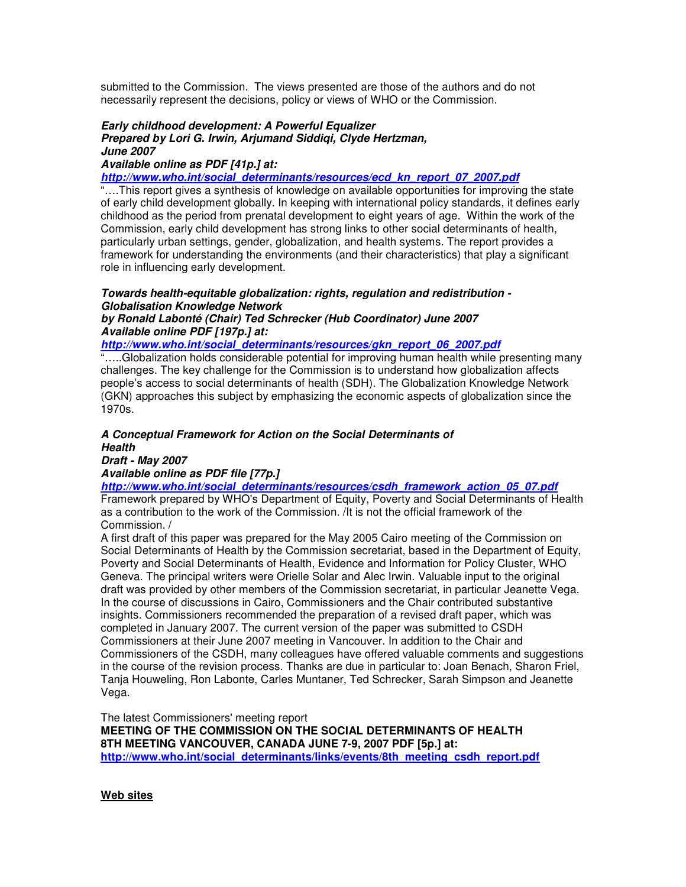submitted to the Commission. The views presented are those of the authors and do not necessarily represent the decisions, policy or views of WHO or the Commission.

***Early childhood development: A Powerful Equalizer***
***Prepared by Lori G. Irwin, Arjumand Siddiqi, Clyde Hertzman, June 2007***
***Available online as PDF [41p.] at:***
***http://www.who.int/social_determinants/resources/ecd_kn_report_07_2007.pdf***

"….This report gives a synthesis of knowledge on available opportunities for improving the state of early child development globally. In keeping with international policy standards, it defines early childhood as the period from prenatal development to eight years of age. Within the work of the Commission, early child development has strong links to other social determinants of health, particularly urban settings, gender, globalization, and health systems. The report provides a framework for understanding the environments (and their characteristics) that play a significant role in influencing early development.

***Towards health-equitable globalization: rights, regulation and redistribution - Globalisation Knowledge Network***
***by Ronald Labonté (Chair) Ted Schrecker (Hub Coordinator) June 2007***
***Available online PDF [197p.] at:***
***http://www.who.int/social_determinants/resources/gkn_report_06_2007.pdf***

"…..Globalization holds considerable potential for improving human health while presenting many challenges. The key challenge for the Commission is to understand how globalization affects people's access to social determinants of health (SDH). The Globalization Knowledge Network (GKN) approaches this subject by emphasizing the economic aspects of globalization since the 1970s.

***A Conceptual Framework for Action on the Social Determinants of Health***
***Draft - May 2007***
***Available online as PDF file [77p.]***
***http://www.who.int/social_determinants/resources/csdh_framework_action_05_07.pdf***

Framework prepared by WHO's Department of Equity, Poverty and Social Determinants of Health as a contribution to the work of the Commission. /It is not the official framework of the Commission. /

A first draft of this paper was prepared for the May 2005 Cairo meeting of the Commission on Social Determinants of Health by the Commission secretariat, based in the Department of Equity, Poverty and Social Determinants of Health, Evidence and Information for Policy Cluster, WHO Geneva. The principal writers were Orielle Solar and Alec Irwin. Valuable input to the original draft was provided by other members of the Commission secretariat, in particular Jeanette Vega. In the course of discussions in Cairo, Commissioners and the Chair contributed substantive insights. Commissioners recommended the preparation of a revised draft paper, which was completed in January 2007. The current version of the paper was submitted to CSDH Commissioners at their June 2007 meeting in Vancouver. In addition to the Chair and Commissioners of the CSDH, many colleagues have offered valuable comments and suggestions in the course of the revision process. Thanks are due in particular to: Joan Benach, Sharon Friel, Tanja Houweling, Ron Labonte, Carles Muntaner, Ted Schrecker, Sarah Simpson and Jeanette Vega.

The latest Commissioners' meeting report
**MEETING OF THE COMMISSION ON THE SOCIAL DETERMINANTS OF HEALTH 8TH MEETING VANCOUVER, CANADA JUNE 7-9, 2007 PDF [5p.] at:**
**http://www.who.int/social_determinants/links/events/8th_meeting_csdh_report.pdf**

**Web sites**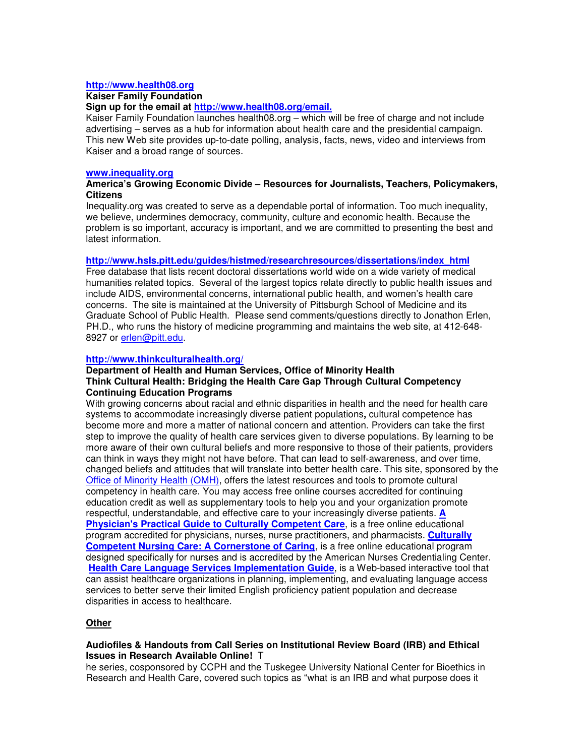**http://www.health08.org**

**Kaiser Family Foundation**

**Sign up for the email at http://www.health08.org/email.**

Kaiser Family Foundation launches health08.org – which will be free of charge and not include advertising – serves as a hub for information about health care and the presidential campaign. This new Web site provides up-to-date polling, analysis, facts, news, video and interviews from Kaiser and a broad range of sources.

**www.inequality.org**

**America's Growing Economic Divide – Resources for Journalists, Teachers, Policymakers, Citizens**

Inequality.org was created to serve as a dependable portal of information. Too much inequality, we believe, undermines democracy, community, culture and economic health. Because the problem is so important, accuracy is important, and we are committed to presenting the best and latest information.

**http://www.hsls.pitt.edu/guides/histmed/researchresources/dissertations/index_html**

Free database that lists recent doctoral dissertations world wide on a wide variety of medical humanities related topics. Several of the largest topics relate directly to public health issues and include AIDS, environmental concerns, international public health, and women's health care concerns. The site is maintained at the University of Pittsburgh School of Medicine and its Graduate School of Public Health. Please send comments/questions directly to Jonathon Erlen, PH.D., who runs the history of medicine programming and maintains the web site, at 412-648-8927 or erlen@pitt.edu.

**http://www.thinkculturalhealth.org/**

**Department of Health and Human Services, Office of Minority Health**

**Think Cultural Health: Bridging the Health Care Gap Through Cultural Competency Continuing Education Programs**

With growing concerns about racial and ethnic disparities in health and the need for health care systems to accommodate increasingly diverse patient populations**,** cultural competence has become more and more a matter of national concern and attention. Providers can take the first step to improve the quality of health care services given to diverse populations. By learning to be more aware of their own cultural beliefs and more responsive to those of their patients, providers can think in ways they might not have before. That can lead to self-awareness, and over time, changed beliefs and attitudes that will translate into better health care. This site, sponsored by the Office of Minority Health (OMH), offers the latest resources and tools to promote cultural competency in health care. You may access free online courses accredited for continuing education credit as well as supplementary tools to help you and your organization promote respectful, understandable, and effective care to your increasingly diverse patients. **A Physician's Practical Guide to Culturally Competent Care**, is a free online educational program accredited for physicians, nurses, nurse practitioners, and pharmacists. **Culturally Competent Nursing Care: A Cornerstone of Caring**, is a free online educational program designed specifically for nurses and is accredited by the American Nurses Credentialing Center. **Health Care Language Services Implementation Guide**, is a Web-based interactive tool that can assist healthcare organizations in planning, implementing, and evaluating language access services to better serve their limited English proficiency patient population and decrease disparities in access to healthcare.

**Other**

**Audiofiles & Handouts from Call Series on Institutional Review Board (IRB) and Ethical Issues in Research Available Online!** The series, cosponsored by CCPH and the Tuskegee University National Center for Bioethics in Research and Health Care, covered such topics as "what is an IRB and what purpose does it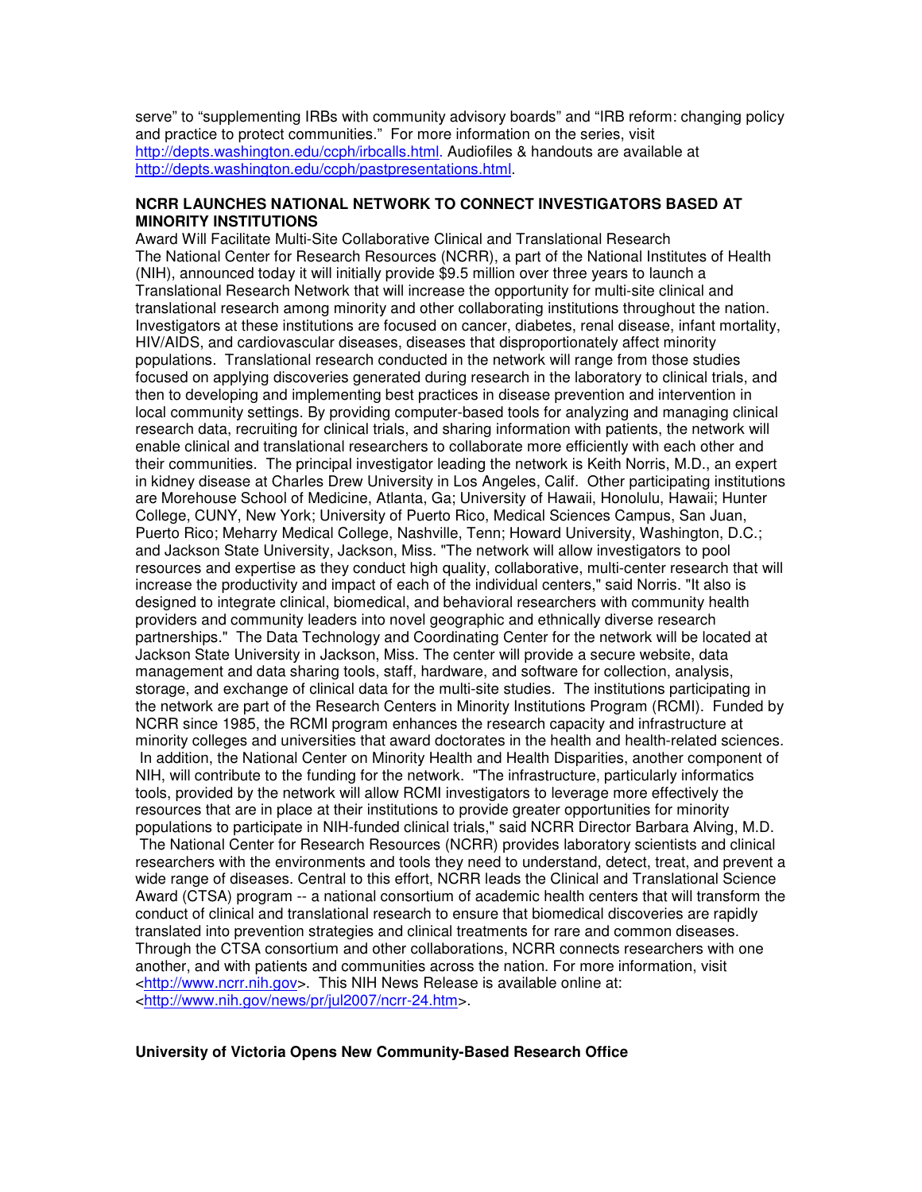serve" to "supplementing IRBs with community advisory boards" and "IRB reform: changing policy and practice to protect communities." For more information on the series, visit http://depts.washington.edu/ccph/irbcalls.html. Audiofiles & handouts are available at http://depts.washington.edu/ccph/pastpresentations.html.

**NCRR LAUNCHES NATIONAL NETWORK TO CONNECT INVESTIGATORS BASED AT MINORITY INSTITUTIONS**

Award Will Facilitate Multi-Site Collaborative Clinical and Translational Research

The National Center for Research Resources (NCRR), a part of the National Institutes of Health (NIH), announced today it will initially provide $9.5 million over three years to launch a Translational Research Network that will increase the opportunity for multi-site clinical and translational research among minority and other collaborating institutions throughout the nation. Investigators at these institutions are focused on cancer, diabetes, renal disease, infant mortality, HIV/AIDS, and cardiovascular diseases, diseases that disproportionately affect minority populations. Translational research conducted in the network will range from those studies focused on applying discoveries generated during research in the laboratory to clinical trials, and then to developing and implementing best practices in disease prevention and intervention in local community settings. By providing computer-based tools for analyzing and managing clinical research data, recruiting for clinical trials, and sharing information with patients, the network will enable clinical and translational researchers to collaborate more efficiently with each other and their communities. The principal investigator leading the network is Keith Norris, M.D., an expert in kidney disease at Charles Drew University in Los Angeles, Calif. Other participating institutions are Morehouse School of Medicine, Atlanta, Ga; University of Hawaii, Honolulu, Hawaii; Hunter College, CUNY, New York; University of Puerto Rico, Medical Sciences Campus, San Juan, Puerto Rico; Meharry Medical College, Nashville, Tenn; Howard University, Washington, D.C.; and Jackson State University, Jackson, Miss. "The network will allow investigators to pool resources and expertise as they conduct high quality, collaborative, multi-center research that will increase the productivity and impact of each of the individual centers," said Norris. "It also is designed to integrate clinical, biomedical, and behavioral researchers with community health providers and community leaders into novel geographic and ethnically diverse research partnerships." The Data Technology and Coordinating Center for the network will be located at Jackson State University in Jackson, Miss. The center will provide a secure website, data management and data sharing tools, staff, hardware, and software for collection, analysis, storage, and exchange of clinical data for the multi-site studies. The institutions participating in the network are part of the Research Centers in Minority Institutions Program (RCMI). Funded by NCRR since 1985, the RCMI program enhances the research capacity and infrastructure at minority colleges and universities that award doctorates in the health and health-related sciences. In addition, the National Center on Minority Health and Health Disparities, another component of NIH, will contribute to the funding for the network. "The infrastructure, particularly informatics tools, provided by the network will allow RCMI investigators to leverage more effectively the resources that are in place at their institutions to provide greater opportunities for minority populations to participate in NIH-funded clinical trials," said NCRR Director Barbara Alving, M.D. The National Center for Research Resources (NCRR) provides laboratory scientists and clinical researchers with the environments and tools they need to understand, detect, treat, and prevent a wide range of diseases. Central to this effort, NCRR leads the Clinical and Translational Science Award (CTSA) program -- a national consortium of academic health centers that will transform the conduct of clinical and translational research to ensure that biomedical discoveries are rapidly translated into prevention strategies and clinical treatments for rare and common diseases. Through the CTSA consortium and other collaborations, NCRR connects researchers with one another, and with patients and communities across the nation. For more information, visit <http://www.ncrr.nih.gov>. This NIH News Release is available online at: <http://www.nih.gov/news/pr/jul2007/ncrr-24.htm>.

**University of Victoria Opens New Community-Based Research Office**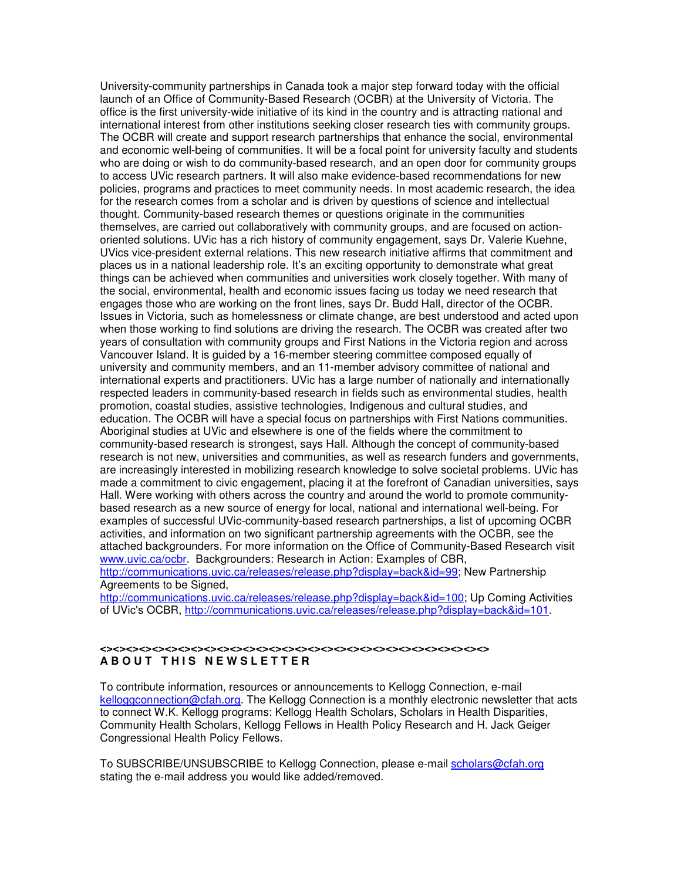University-community partnerships in Canada took a major step forward today with the official launch of an Office of Community-Based Research (OCBR) at the University of Victoria. The office is the first university-wide initiative of its kind in the country and is attracting national and international interest from other institutions seeking closer research ties with community groups. The OCBR will create and support research partnerships that enhance the social, environmental and economic well-being of communities. It will be a focal point for university faculty and students who are doing or wish to do community-based research, and an open door for community groups to access UVic research partners. It will also make evidence-based recommendations for new policies, programs and practices to meet community needs. In most academic research, the idea for the research comes from a scholar and is driven by questions of science and intellectual thought. Community-based research themes or questions originate in the communities themselves, are carried out collaboratively with community groups, and are focused on action-oriented solutions. UVic has a rich history of community engagement, says Dr. Valerie Kuehne, UVics vice-president external relations. This new research initiative affirms that commitment and places us in a national leadership role. It's an exciting opportunity to demonstrate what great things can be achieved when communities and universities work closely together. With many of the social, environmental, health and economic issues facing us today we need research that engages those who are working on the front lines, says Dr. Budd Hall, director of the OCBR. Issues in Victoria, such as homelessness or climate change, are best understood and acted upon when those working to find solutions are driving the research. The OCBR was created after two years of consultation with community groups and First Nations in the Victoria region and across Vancouver Island. It is guided by a 16-member steering committee composed equally of university and community members, and an 11-member advisory committee of national and international experts and practitioners. UVic has a large number of nationally and internationally respected leaders in community-based research in fields such as environmental studies, health promotion, coastal studies, assistive technologies, Indigenous and cultural studies, and education. The OCBR will have a special focus on partnerships with First Nations communities. Aboriginal studies at UVic and elsewhere is one of the fields where the commitment to community-based research is strongest, says Hall. Although the concept of community-based research is not new, universities and communities, as well as research funders and governments, are increasingly interested in mobilizing research knowledge to solve societal problems. UVic has made a commitment to civic engagement, placing it at the forefront of Canadian universities, says Hall. Were working with others across the country and around the world to promote community-based research as a new source of energy for local, national and international well-being. For examples of successful UVic-community-based research partnerships, a list of upcoming OCBR activities, and information on two significant partnership agreements with the OCBR, see the attached backgrounders. For more information on the Office of Community-Based Research visit www.uvic.ca/ocbr. Backgrounders: Research in Action: Examples of CBR, http://communications.uvic.ca/releases/release.php?display=back&id=99; New Partnership Agreements to be Signed, http://communications.uvic.ca/releases/release.php?display=back&id=100; Up Coming Activities of UVic's OCBR, http://communications.uvic.ca/releases/release.php?display=back&id=101.

**<><><><><><><><><><><><><><><><><><><><><><><><><><><><><><><><><><><><><><>**

**A B O U T  T H I S  N E W S L E T T E R**

To contribute information, resources or announcements to Kellogg Connection, e-mail kelloggconnection@cfah.org. The Kellogg Connection is a monthly electronic newsletter that acts to connect W.K. Kellogg programs: Kellogg Health Scholars, Scholars in Health Disparities, Community Health Scholars, Kellogg Fellows in Health Policy Research and H. Jack Geiger Congressional Health Policy Fellows.

To SUBSCRIBE/UNSUBSCRIBE to Kellogg Connection, please e-mail scholars@cfah.org stating the e-mail address you would like added/removed.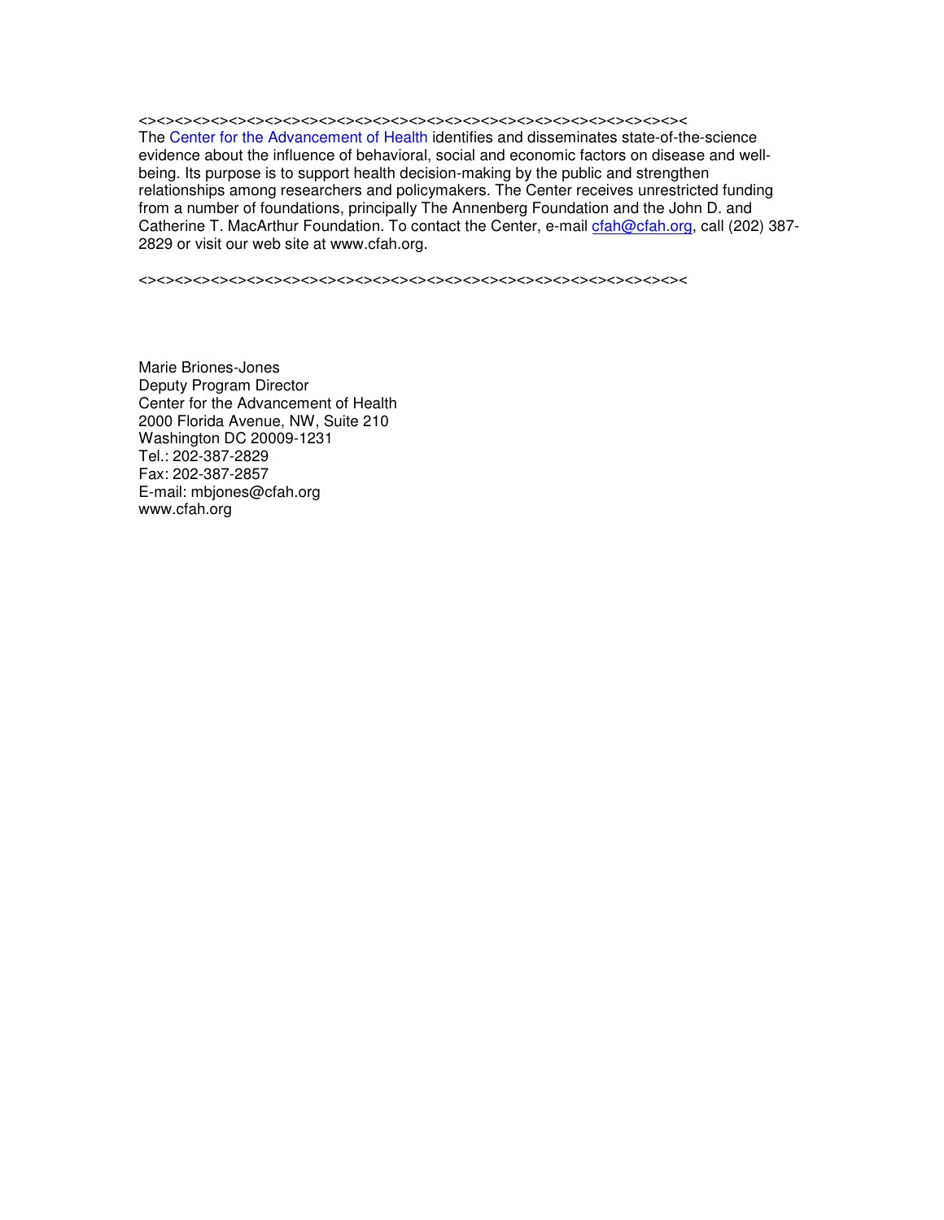<><><><><><><><><><><><><><><><><><><><><><><><><><><><><><><><><><><><><><><><><><><><><><><><><><><><><><><><><><><><><><><><><><><><><><><><><><><><><><><><><><><><><><><>< 
The Center for the Advancement of Health identifies and disseminates state-of-the-science evidence about the influence of behavioral, social and economic factors on disease and well-being. Its purpose is to support health decision-making by the public and strengthen relationships among researchers and policymakers. The Center receives unrestricted funding from a number of foundations, principally The Annenberg Foundation and the John D. and Catherine T. MacArthur Foundation. To contact the Center, e-mail cfah@cfah.org, call (202) 387-2829 or visit our web site at www.cfah.org.

<><><><><><><><><><><><><><><><><><><><><><><><><><><><><><><><><><><><><><><><><><><><><><><><><><><><><><><><><><><><><><><><><><><><><><><><><><><><><><><><><><><><><><><><><><><><><><><><><><><>

Marie Briones-Jones
Deputy Program Director
Center for the Advancement of Health
2000 Florida Avenue, NW, Suite 210
Washington DC 20009-1231
Tel.: 202-387-2829
Fax: 202-387-2857
E-mail: mbjones@cfah.org
www.cfah.org